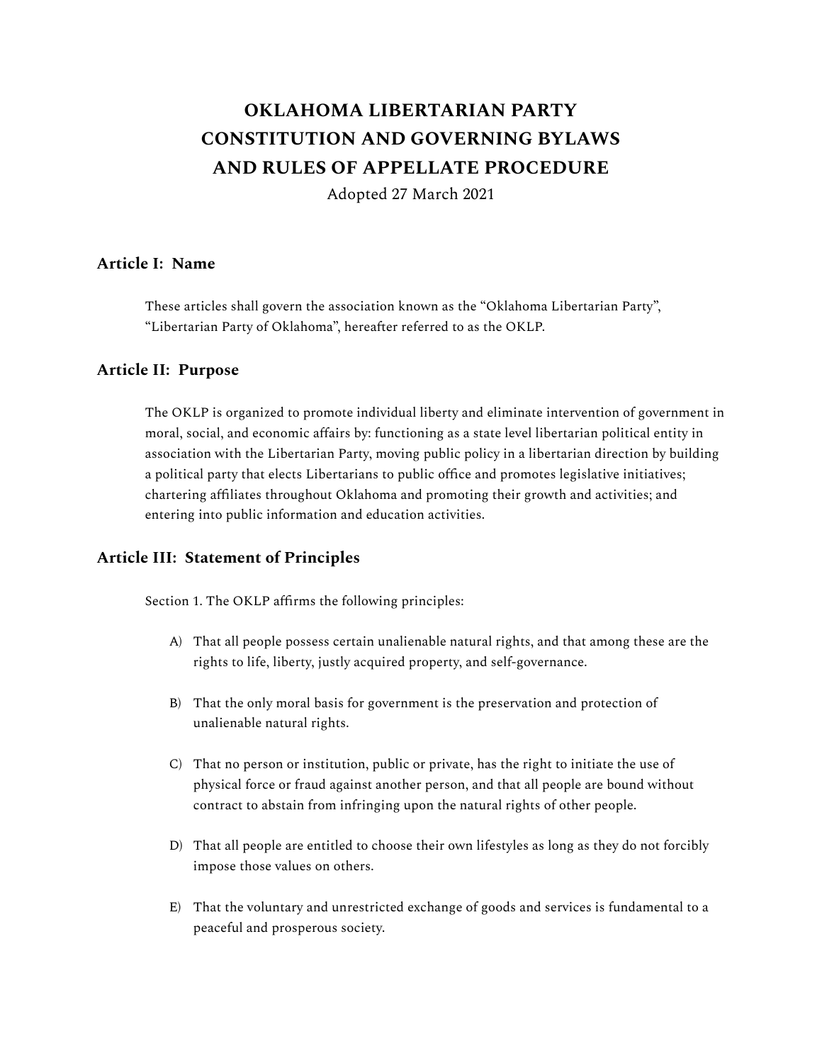# OKLAHOMA LIBERTARIAN PARTY
# CONSTITUTION AND GOVERNING BYLAWS
# AND RULES OF APPELLATE PROCEDURE

Adopted 27 March 2021

## Article I: Name

These articles shall govern the association known as the "Oklahoma Libertarian Party", "Libertarian Party of Oklahoma", hereafter referred to as the OKLP.

## Article II: Purpose

The OKLP is organized to promote individual liberty and eliminate intervention of government in moral, social, and economic affairs by: functioning as a state level libertarian political entity in association with the Libertarian Party, moving public policy in a libertarian direction by building a political party that elects Libertarians to public office and promotes legislative initiatives; chartering affiliates throughout Oklahoma and promoting their growth and activities; and entering into public information and education activities.

## Article III: Statement of Principles

Section 1. The OKLP affirms the following principles:

A) That all people possess certain unalienable natural rights, and that among these are the rights to life, liberty, justly acquired property, and self-governance.

B) That the only moral basis for government is the preservation and protection of unalienable natural rights.

C) That no person or institution, public or private, has the right to initiate the use of physical force or fraud against another person, and that all people are bound without contract to abstain from infringing upon the natural rights of other people.

D) That all people are entitled to choose their own lifestyles as long as they do not forcibly impose those values on others.

E) That the voluntary and unrestricted exchange of goods and services is fundamental to a peaceful and prosperous society.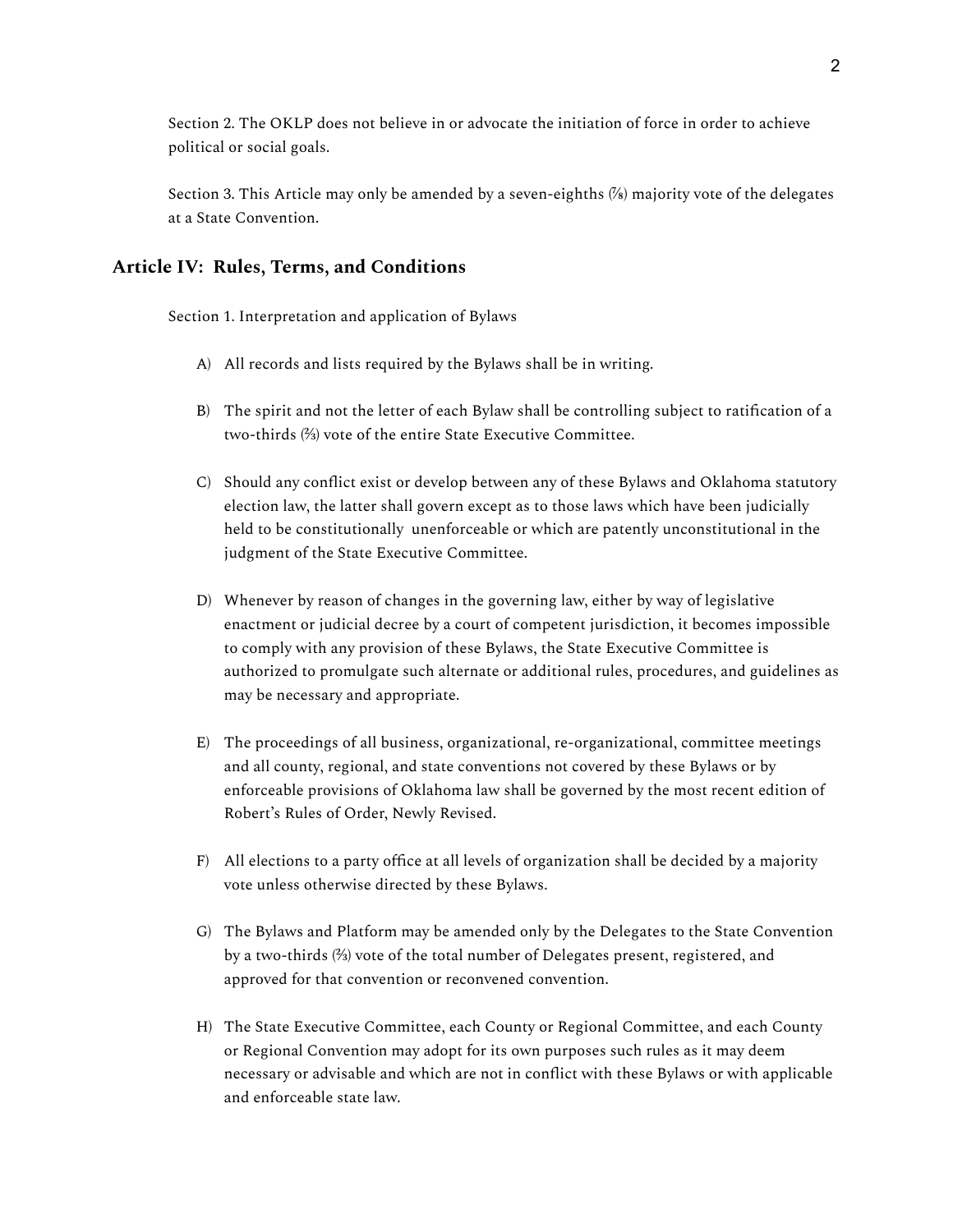Section 2. The OKLP does not believe in or advocate the initiation of force in order to achieve political or social goals.

Section 3. This Article may only be amended by a seven-eighths (⅞) majority vote of the delegates at a State Convention.

## Article IV: Rules, Terms, and Conditions

Section 1. Interpretation and application of Bylaws

A) All records and lists required by the Bylaws shall be in writing.

B) The spirit and not the letter of each Bylaw shall be controlling subject to ratification of a two-thirds (⅔) vote of the entire State Executive Committee.

C) Should any conflict exist or develop between any of these Bylaws and Oklahoma statutory election law, the latter shall govern except as to those laws which have been judicially held to be constitutionally unenforceable or which are patently unconstitutional in the judgment of the State Executive Committee.

D) Whenever by reason of changes in the governing law, either by way of legislative enactment or judicial decree by a court of competent jurisdiction, it becomes impossible to comply with any provision of these Bylaws, the State Executive Committee is authorized to promulgate such alternate or additional rules, procedures, and guidelines as may be necessary and appropriate.

E) The proceedings of all business, organizational, re-organizational, committee meetings and all county, regional, and state conventions not covered by these Bylaws or by enforceable provisions of Oklahoma law shall be governed by the most recent edition of Robert's Rules of Order, Newly Revised.

F) All elections to a party office at all levels of organization shall be decided by a majority vote unless otherwise directed by these Bylaws.

G) The Bylaws and Platform may be amended only by the Delegates to the State Convention by a two-thirds (⅔) vote of the total number of Delegates present, registered, and approved for that convention or reconvened convention.

H) The State Executive Committee, each County or Regional Committee, and each County or Regional Convention may adopt for its own purposes such rules as it may deem necessary or advisable and which are not in conflict with these Bylaws or with applicable and enforceable state law.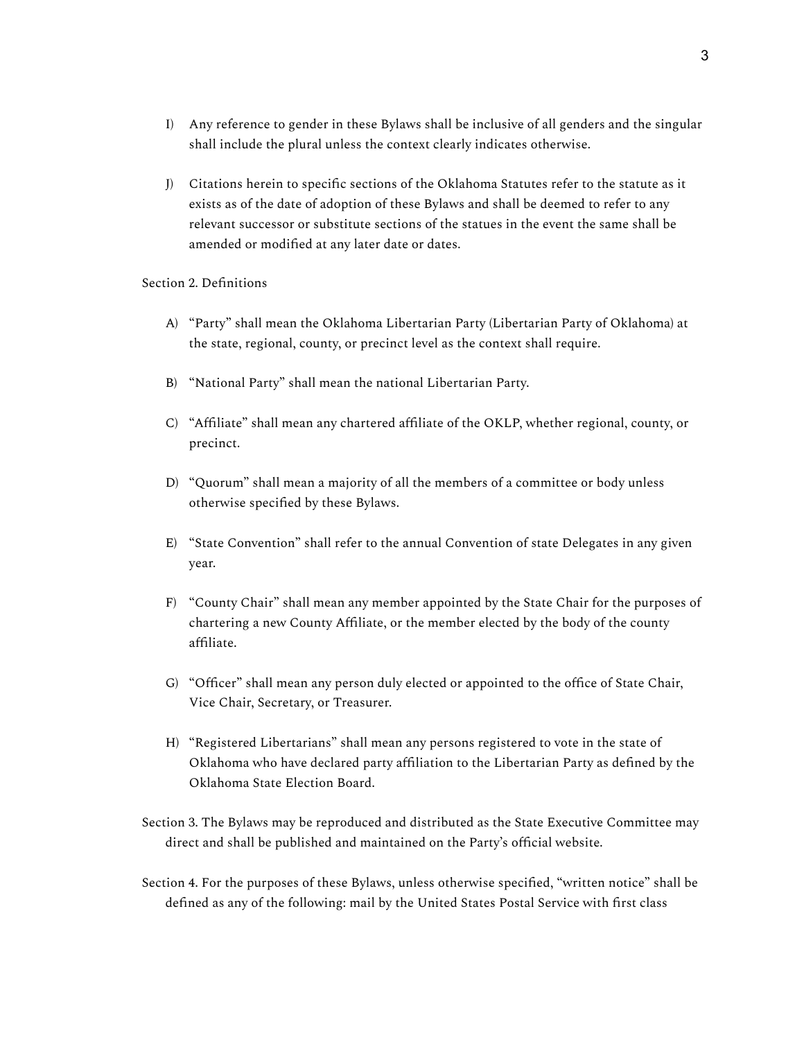I) Any reference to gender in these Bylaws shall be inclusive of all genders and the singular shall include the plural unless the context clearly indicates otherwise.

J) Citations herein to specific sections of the Oklahoma Statutes refer to the statute as it exists as of the date of adoption of these Bylaws and shall be deemed to refer to any relevant successor or substitute sections of the statues in the event the same shall be amended or modified at any later date or dates.

Section 2. Definitions

A) "Party" shall mean the Oklahoma Libertarian Party (Libertarian Party of Oklahoma) at the state, regional, county, or precinct level as the context shall require.

B) "National Party" shall mean the national Libertarian Party.

C) "Affiliate" shall mean any chartered affiliate of the OKLP, whether regional, county, or precinct.

D) "Quorum" shall mean a majority of all the members of a committee or body unless otherwise specified by these Bylaws.

E) "State Convention" shall refer to the annual Convention of state Delegates in any given year.

F) "County Chair" shall mean any member appointed by the State Chair for the purposes of chartering a new County Affiliate, or the member elected by the body of the county affiliate.

G) "Officer" shall mean any person duly elected or appointed to the office of State Chair, Vice Chair, Secretary, or Treasurer.

H) "Registered Libertarians" shall mean any persons registered to vote in the state of Oklahoma who have declared party affiliation to the Libertarian Party as defined by the Oklahoma State Election Board.

Section 3. The Bylaws may be reproduced and distributed as the State Executive Committee may direct and shall be published and maintained on the Party's official website.

Section 4. For the purposes of these Bylaws, unless otherwise specified, "written notice" shall be defined as any of the following: mail by the United States Postal Service with first class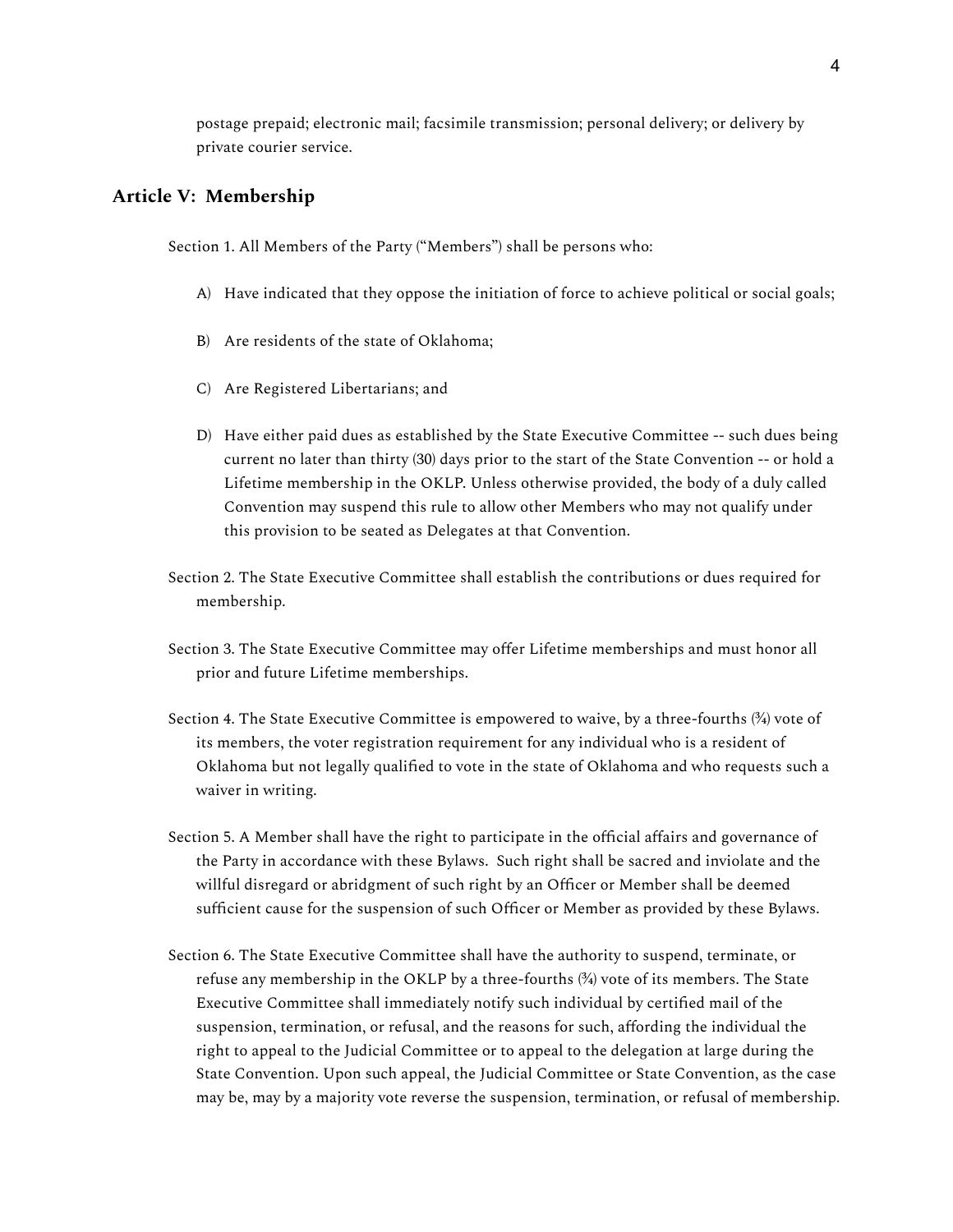postage prepaid; electronic mail; facsimile transmission; personal delivery; or delivery by private courier service.

## Article V: Membership

Section 1. All Members of the Party ("Members") shall be persons who:

A) Have indicated that they oppose the initiation of force to achieve political or social goals;

B) Are residents of the state of Oklahoma;

C) Are Registered Libertarians; and

D) Have either paid dues as established by the State Executive Committee -- such dues being current no later than thirty (30) days prior to the start of the State Convention -- or hold a Lifetime membership in the OKLP. Unless otherwise provided, the body of a duly called Convention may suspend this rule to allow other Members who may not qualify under this provision to be seated as Delegates at that Convention.

Section 2. The State Executive Committee shall establish the contributions or dues required for membership.

Section 3. The State Executive Committee may offer Lifetime memberships and must honor all prior and future Lifetime memberships.

Section 4. The State Executive Committee is empowered to waive, by a three-fourths (¾) vote of its members, the voter registration requirement for any individual who is a resident of Oklahoma but not legally qualified to vote in the state of Oklahoma and who requests such a waiver in writing.

Section 5. A Member shall have the right to participate in the official affairs and governance of the Party in accordance with these Bylaws. Such right shall be sacred and inviolate and the willful disregard or abridgment of such right by an Officer or Member shall be deemed sufficient cause for the suspension of such Officer or Member as provided by these Bylaws.

Section 6. The State Executive Committee shall have the authority to suspend, terminate, or refuse any membership in the OKLP by a three-fourths (¾) vote of its members. The State Executive Committee shall immediately notify such individual by certified mail of the suspension, termination, or refusal, and the reasons for such, affording the individual the right to appeal to the Judicial Committee or to appeal to the delegation at large during the State Convention. Upon such appeal, the Judicial Committee or State Convention, as the case may be, may by a majority vote reverse the suspension, termination, or refusal of membership.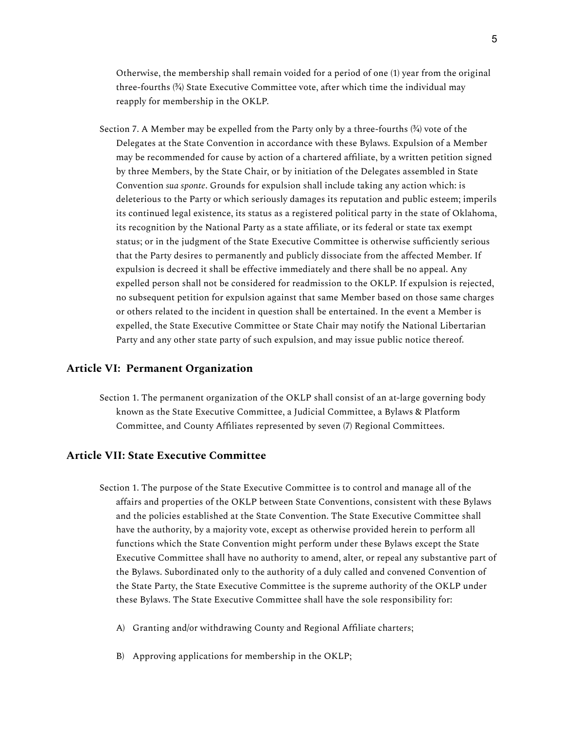Otherwise, the membership shall remain voided for a period of one (1) year from the original three-fourths (¾) State Executive Committee vote, after which time the individual may reapply for membership in the OKLP.

Section 7. A Member may be expelled from the Party only by a three-fourths (¾) vote of the Delegates at the State Convention in accordance with these Bylaws. Expulsion of a Member may be recommended for cause by action of a chartered affiliate, by a written petition signed by three Members, by the State Chair, or by initiation of the Delegates assembled in State Convention *sua sponte*. Grounds for expulsion shall include taking any action which: is deleterious to the Party or which seriously damages its reputation and public esteem; imperils its continued legal existence, its status as a registered political party in the state of Oklahoma, its recognition by the National Party as a state affiliate, or its federal or state tax exempt status; or in the judgment of the State Executive Committee is otherwise sufficiently serious that the Party desires to permanently and publicly dissociate from the affected Member. If expulsion is decreed it shall be effective immediately and there shall be no appeal. Any expelled person shall not be considered for readmission to the OKLP. If expulsion is rejected, no subsequent petition for expulsion against that same Member based on those same charges or others related to the incident in question shall be entertained. In the event a Member is expelled, the State Executive Committee or State Chair may notify the National Libertarian Party and any other state party of such expulsion, and may issue public notice thereof.

## Article VI: Permanent Organization

Section 1. The permanent organization of the OKLP shall consist of an at-large governing body known as the State Executive Committee, a Judicial Committee, a Bylaws & Platform Committee, and County Affiliates represented by seven (7) Regional Committees.

## Article VII: State Executive Committee

Section 1. The purpose of the State Executive Committee is to control and manage all of the affairs and properties of the OKLP between State Conventions, consistent with these Bylaws and the policies established at the State Convention. The State Executive Committee shall have the authority, by a majority vote, except as otherwise provided herein to perform all functions which the State Convention might perform under these Bylaws except the State Executive Committee shall have no authority to amend, alter, or repeal any substantive part of the Bylaws. Subordinated only to the authority of a duly called and convened Convention of the State Party, the State Executive Committee is the supreme authority of the OKLP under these Bylaws. The State Executive Committee shall have the sole responsibility for:

A) Granting and/or withdrawing County and Regional Affiliate charters;

B) Approving applications for membership in the OKLP;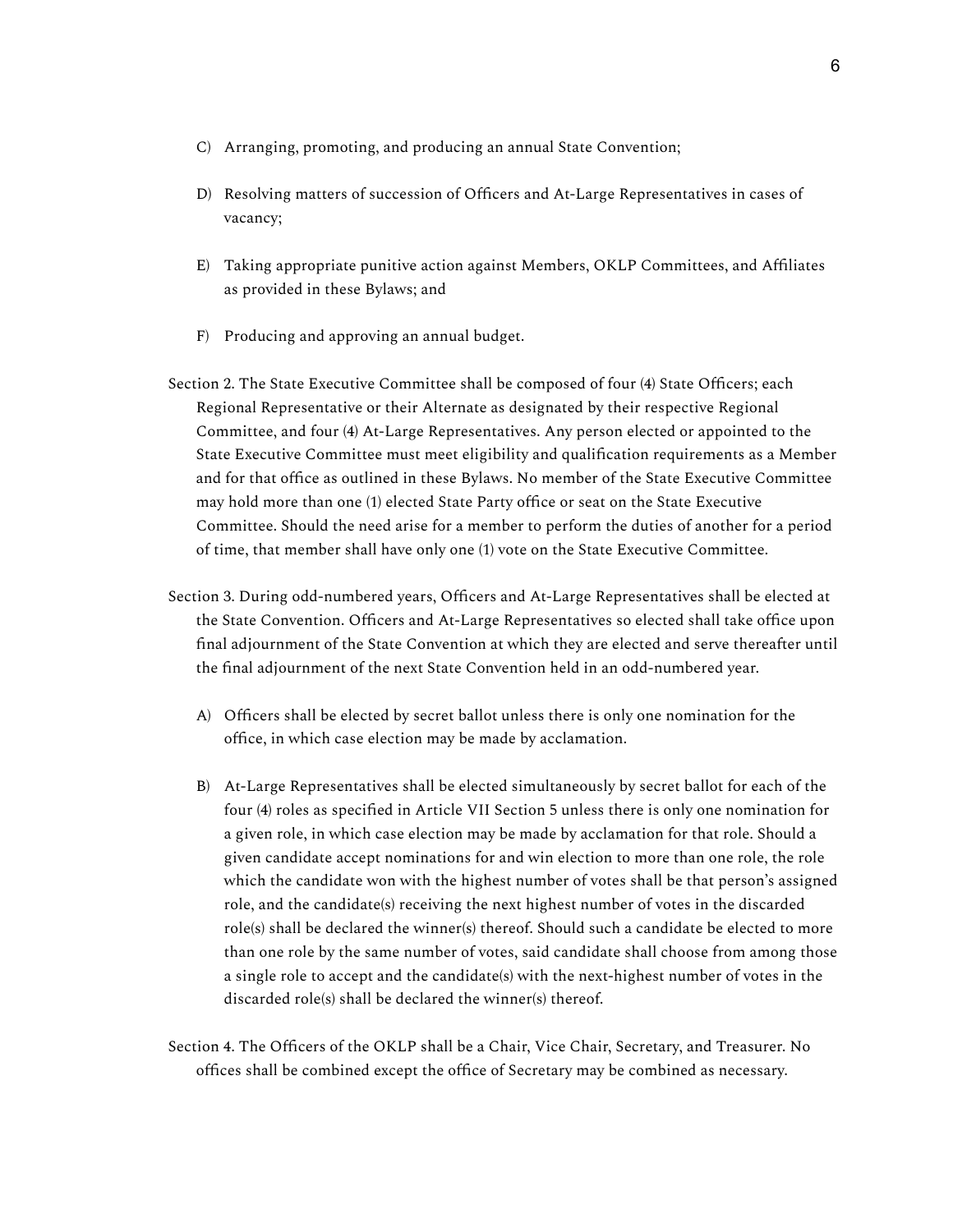C) Arranging, promoting, and producing an annual State Convention;

D) Resolving matters of succession of Officers and At-Large Representatives in cases of vacancy;

E) Taking appropriate punitive action against Members, OKLP Committees, and Affiliates as provided in these Bylaws; and

F) Producing and approving an annual budget.

Section 2. The State Executive Committee shall be composed of four (4) State Officers; each Regional Representative or their Alternate as designated by their respective Regional Committee, and four (4) At-Large Representatives. Any person elected or appointed to the State Executive Committee must meet eligibility and qualification requirements as a Member and for that office as outlined in these Bylaws. No member of the State Executive Committee may hold more than one (1) elected State Party office or seat on the State Executive Committee. Should the need arise for a member to perform the duties of another for a period of time, that member shall have only one (1) vote on the State Executive Committee.

Section 3. During odd-numbered years, Officers and At-Large Representatives shall be elected at the State Convention. Officers and At-Large Representatives so elected shall take office upon final adjournment of the State Convention at which they are elected and serve thereafter until the final adjournment of the next State Convention held in an odd-numbered year.

A) Officers shall be elected by secret ballot unless there is only one nomination for the office, in which case election may be made by acclamation.

B) At-Large Representatives shall be elected simultaneously by secret ballot for each of the four (4) roles as specified in Article VII Section 5 unless there is only one nomination for a given role, in which case election may be made by acclamation for that role. Should a given candidate accept nominations for and win election to more than one role, the role which the candidate won with the highest number of votes shall be that person's assigned role, and the candidate(s) receiving the next highest number of votes in the discarded role(s) shall be declared the winner(s) thereof. Should such a candidate be elected to more than one role by the same number of votes, said candidate shall choose from among those a single role to accept and the candidate(s) with the next-highest number of votes in the discarded role(s) shall be declared the winner(s) thereof.

Section 4. The Officers of the OKLP shall be a Chair, Vice Chair, Secretary, and Treasurer. No offices shall be combined except the office of Secretary may be combined as necessary.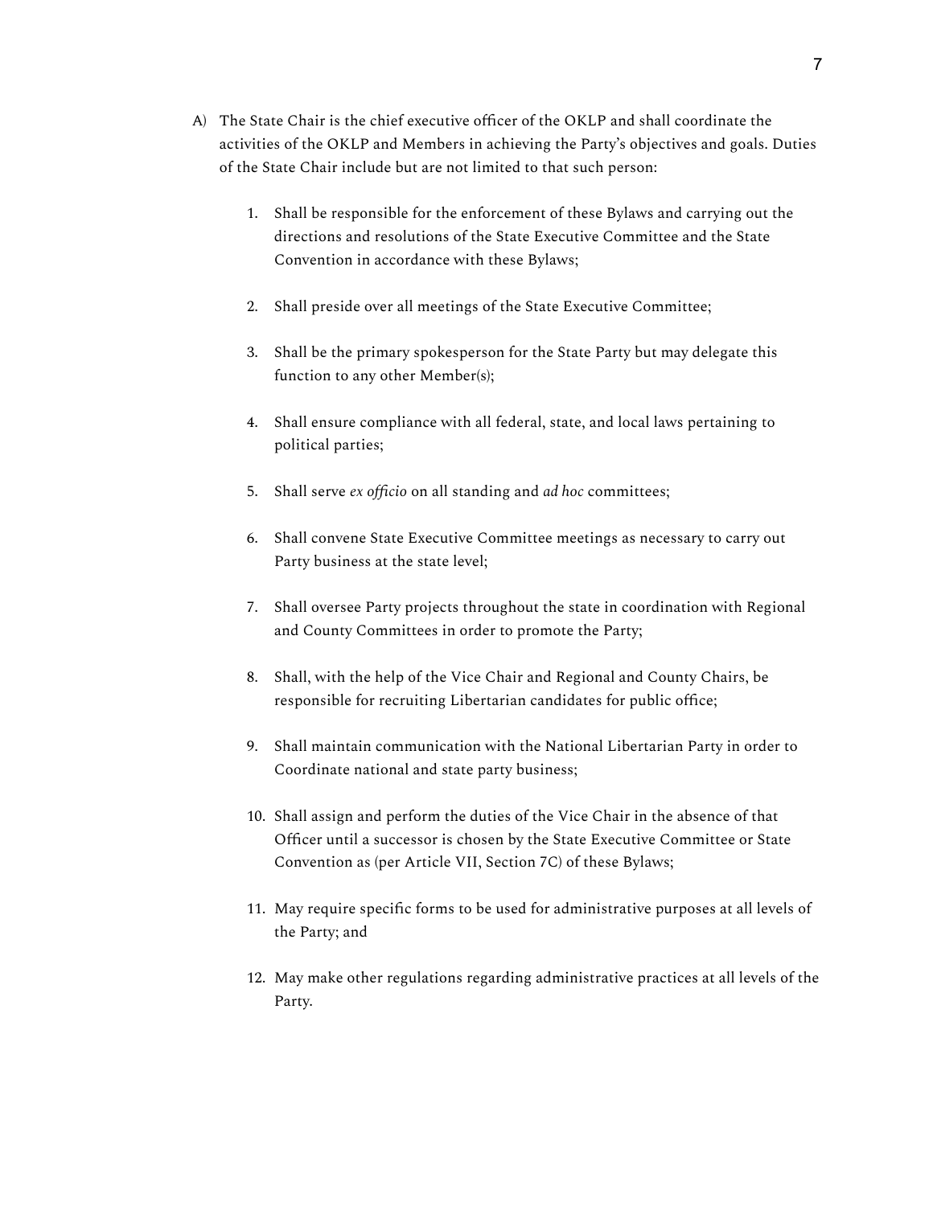A) The State Chair is the chief executive officer of the OKLP and shall coordinate the activities of the OKLP and Members in achieving the Party's objectives and goals. Duties of the State Chair include but are not limited to that such person:

1. Shall be responsible for the enforcement of these Bylaws and carrying out the directions and resolutions of the State Executive Committee and the State Convention in accordance with these Bylaws;

2. Shall preside over all meetings of the State Executive Committee;

3. Shall be the primary spokesperson for the State Party but may delegate this function to any other Member(s);

4. Shall ensure compliance with all federal, state, and local laws pertaining to political parties;

5. Shall serve *ex officio* on all standing and *ad hoc* committees;

6. Shall convene State Executive Committee meetings as necessary to carry out Party business at the state level;

7. Shall oversee Party projects throughout the state in coordination with Regional and County Committees in order to promote the Party;

8. Shall, with the help of the Vice Chair and Regional and County Chairs, be responsible for recruiting Libertarian candidates for public office;

9. Shall maintain communication with the National Libertarian Party in order to Coordinate national and state party business;

10. Shall assign and perform the duties of the Vice Chair in the absence of that Officer until a successor is chosen by the State Executive Committee or State Convention as (per Article VII, Section 7C) of these Bylaws;

11. May require specific forms to be used for administrative purposes at all levels of the Party; and

12. May make other regulations regarding administrative practices at all levels of the Party.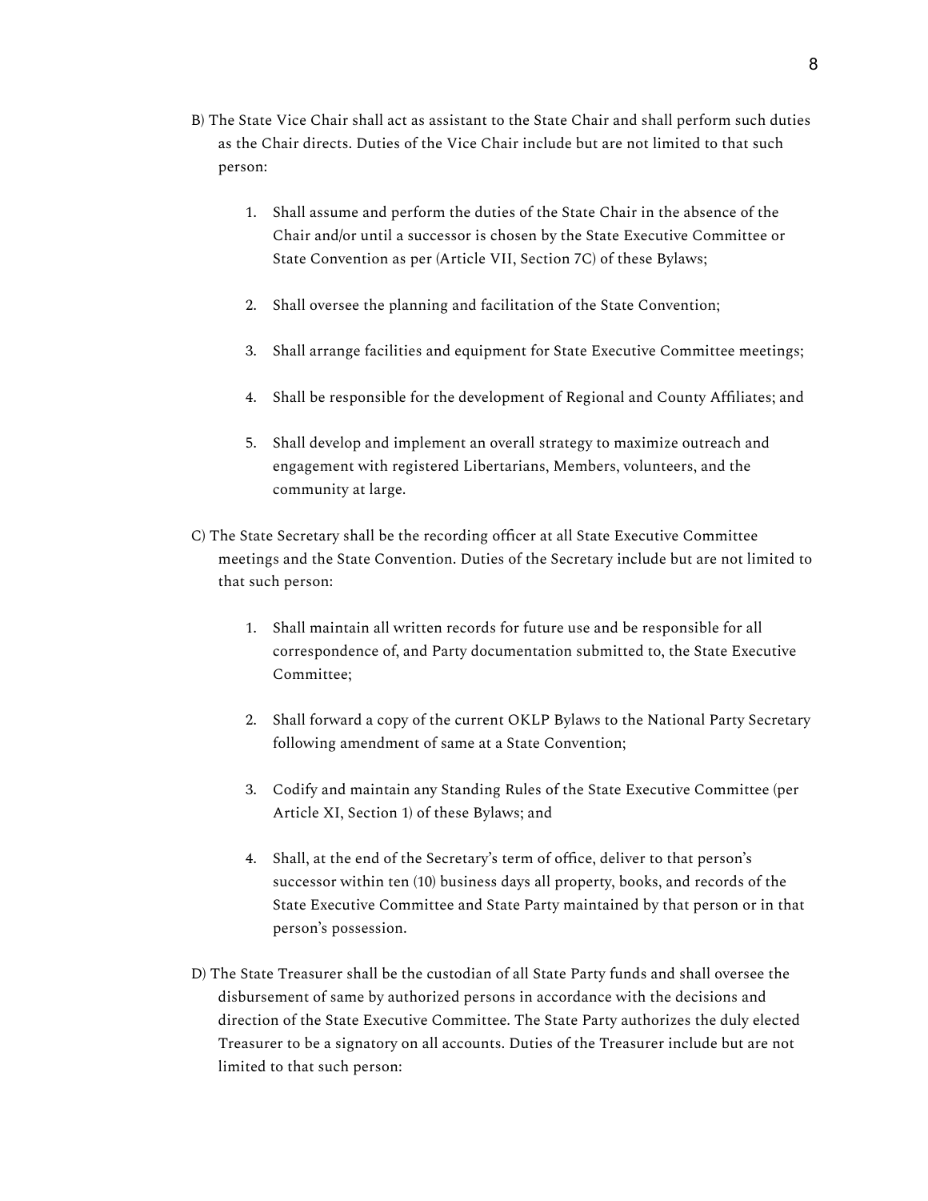B) The State Vice Chair shall act as assistant to the State Chair and shall perform such duties as the Chair directs. Duties of the Vice Chair include but are not limited to that such person:

1. Shall assume and perform the duties of the State Chair in the absence of the Chair and/or until a successor is chosen by the State Executive Committee or State Convention as per (Article VII, Section 7C) of these Bylaws;

2. Shall oversee the planning and facilitation of the State Convention;

3. Shall arrange facilities and equipment for State Executive Committee meetings;

4. Shall be responsible for the development of Regional and County Affiliates; and

5. Shall develop and implement an overall strategy to maximize outreach and engagement with registered Libertarians, Members, volunteers, and the community at large.

C) The State Secretary shall be the recording officer at all State Executive Committee meetings and the State Convention. Duties of the Secretary include but are not limited to that such person:

1. Shall maintain all written records for future use and be responsible for all correspondence of, and Party documentation submitted to, the State Executive Committee;

2. Shall forward a copy of the current OKLP Bylaws to the National Party Secretary following amendment of same at a State Convention;

3. Codify and maintain any Standing Rules of the State Executive Committee (per Article XI, Section 1) of these Bylaws; and

4. Shall, at the end of the Secretary's term of office, deliver to that person's successor within ten (10) business days all property, books, and records of the State Executive Committee and State Party maintained by that person or in that person's possession.

D) The State Treasurer shall be the custodian of all State Party funds and shall oversee the disbursement of same by authorized persons in accordance with the decisions and direction of the State Executive Committee. The State Party authorizes the duly elected Treasurer to be a signatory on all accounts. Duties of the Treasurer include but are not limited to that such person: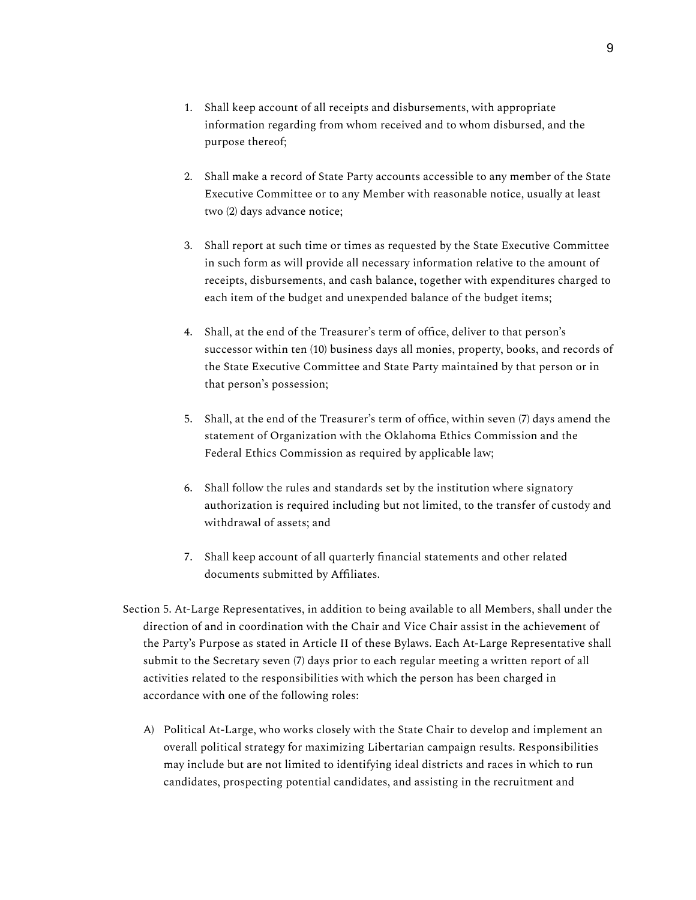1. Shall keep account of all receipts and disbursements, with appropriate information regarding from whom received and to whom disbursed, and the purpose thereof;

2. Shall make a record of State Party accounts accessible to any member of the State Executive Committee or to any Member with reasonable notice, usually at least two (2) days advance notice;

3. Shall report at such time or times as requested by the State Executive Committee in such form as will provide all necessary information relative to the amount of receipts, disbursements, and cash balance, together with expenditures charged to each item of the budget and unexpended balance of the budget items;

4. Shall, at the end of the Treasurer's term of office, deliver to that person's successor within ten (10) business days all monies, property, books, and records of the State Executive Committee and State Party maintained by that person or in that person's possession;

5. Shall, at the end of the Treasurer's term of office, within seven (7) days amend the statement of Organization with the Oklahoma Ethics Commission and the Federal Ethics Commission as required by applicable law;

6. Shall follow the rules and standards set by the institution where signatory authorization is required including but not limited, to the transfer of custody and withdrawal of assets; and

7. Shall keep account of all quarterly financial statements and other related documents submitted by Affiliates.

Section 5. At-Large Representatives, in addition to being available to all Members, shall under the direction of and in coordination with the Chair and Vice Chair assist in the achievement of the Party's Purpose as stated in Article II of these Bylaws. Each At-Large Representative shall submit to the Secretary seven (7) days prior to each regular meeting a written report of all activities related to the responsibilities with which the person has been charged in accordance with one of the following roles:

A) Political At-Large, who works closely with the State Chair to develop and implement an overall political strategy for maximizing Libertarian campaign results. Responsibilities may include but are not limited to identifying ideal districts and races in which to run candidates, prospecting potential candidates, and assisting in the recruitment and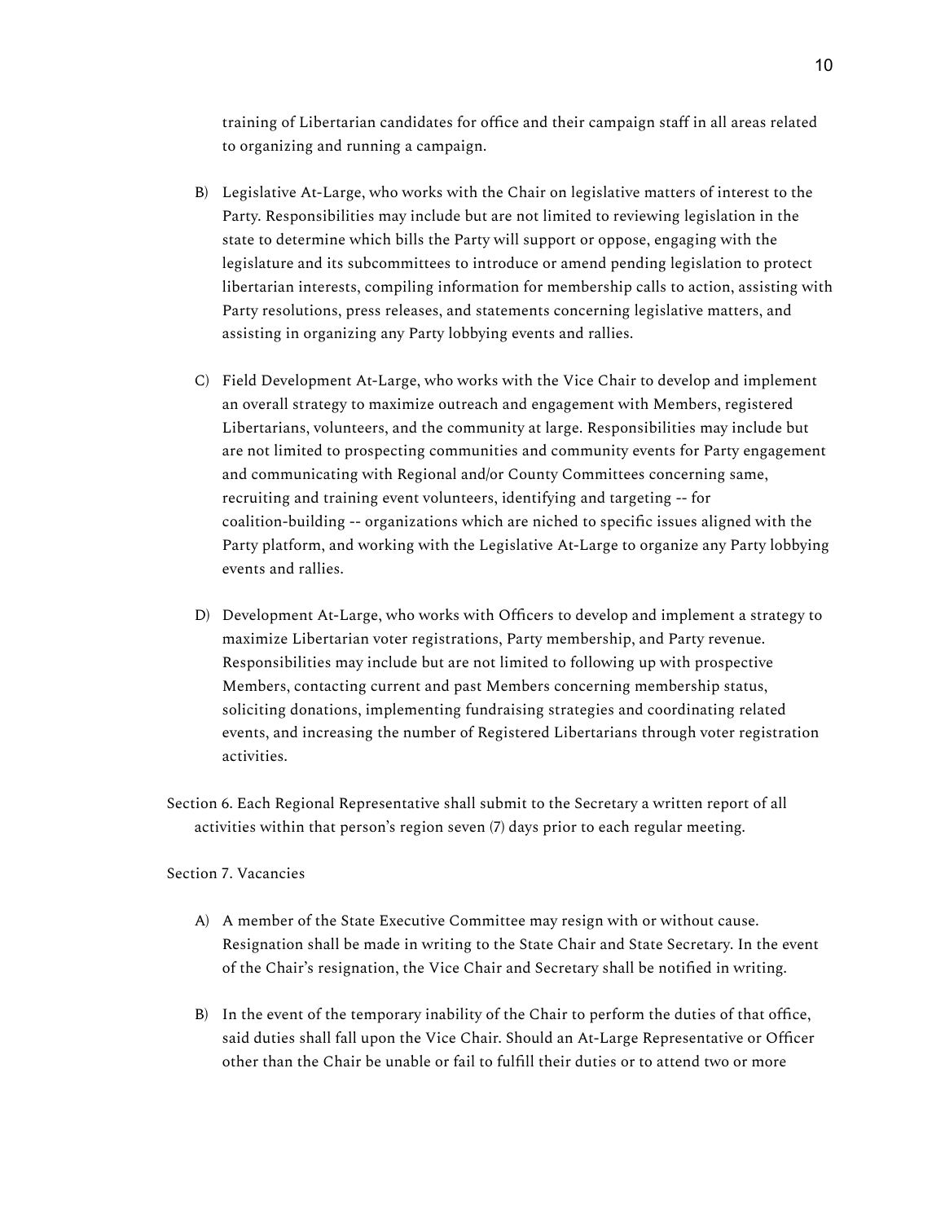training of Libertarian candidates for office and their campaign staff in all areas related to organizing and running a campaign.

B) Legislative At-Large, who works with the Chair on legislative matters of interest to the Party. Responsibilities may include but are not limited to reviewing legislation in the state to determine which bills the Party will support or oppose, engaging with the legislature and its subcommittees to introduce or amend pending legislation to protect libertarian interests, compiling information for membership calls to action, assisting with Party resolutions, press releases, and statements concerning legislative matters, and assisting in organizing any Party lobbying events and rallies.

C) Field Development At-Large, who works with the Vice Chair to develop and implement an overall strategy to maximize outreach and engagement with Members, registered Libertarians, volunteers, and the community at large. Responsibilities may include but are not limited to prospecting communities and community events for Party engagement and communicating with Regional and/or County Committees concerning same, recruiting and training event volunteers, identifying and targeting -- for coalition-building -- organizations which are niched to specific issues aligned with the Party platform, and working with the Legislative At-Large to organize any Party lobbying events and rallies.

D) Development At-Large, who works with Officers to develop and implement a strategy to maximize Libertarian voter registrations, Party membership, and Party revenue. Responsibilities may include but are not limited to following up with prospective Members, contacting current and past Members concerning membership status, soliciting donations, implementing fundraising strategies and coordinating related events, and increasing the number of Registered Libertarians through voter registration activities.

Section 6. Each Regional Representative shall submit to the Secretary a written report of all activities within that person's region seven (7) days prior to each regular meeting.

Section 7. Vacancies

A) A member of the State Executive Committee may resign with or without cause. Resignation shall be made in writing to the State Chair and State Secretary. In the event of the Chair's resignation, the Vice Chair and Secretary shall be notified in writing.

B) In the event of the temporary inability of the Chair to perform the duties of that office, said duties shall fall upon the Vice Chair. Should an At-Large Representative or Officer other than the Chair be unable or fail to fulfill their duties or to attend two or more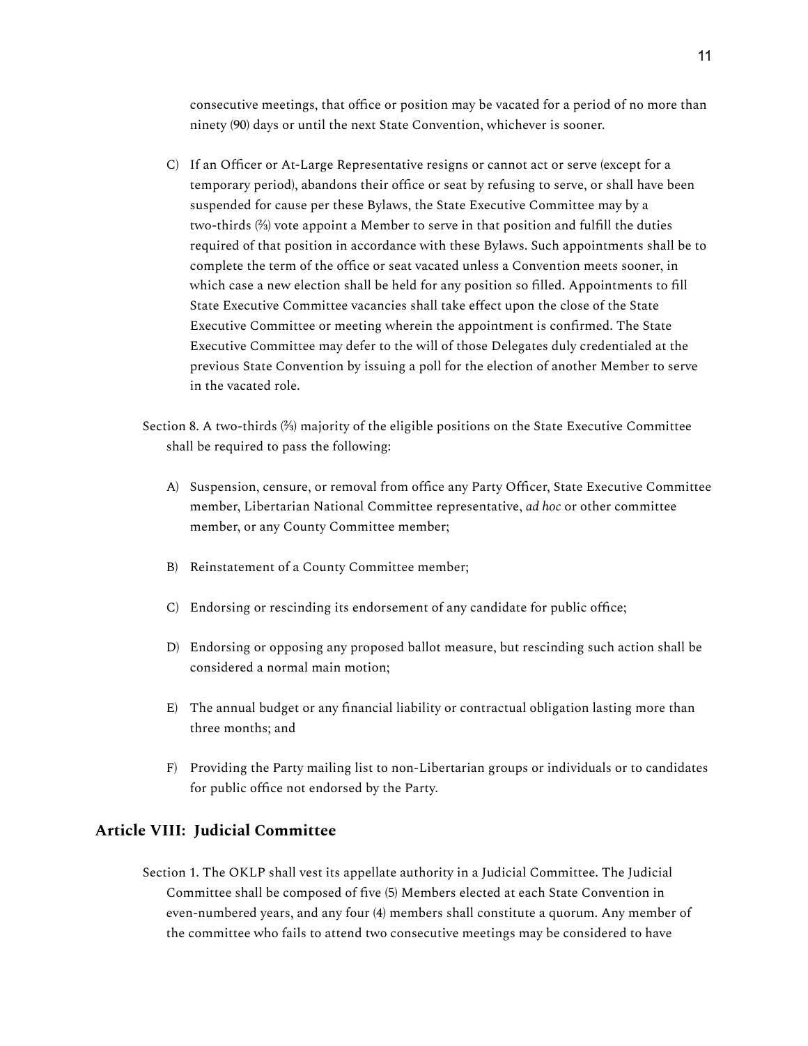consecutive meetings, that office or position may be vacated for a period of no more than ninety (90) days or until the next State Convention, whichever is sooner.

C) If an Officer or At-Large Representative resigns or cannot act or serve (except for a temporary period), abandons their office or seat by refusing to serve, or shall have been suspended for cause per these Bylaws, the State Executive Committee may by a two-thirds (⅔) vote appoint a Member to serve in that position and fulfill the duties required of that position in accordance with these Bylaws. Such appointments shall be to complete the term of the office or seat vacated unless a Convention meets sooner, in which case a new election shall be held for any position so filled. Appointments to fill State Executive Committee vacancies shall take effect upon the close of the State Executive Committee or meeting wherein the appointment is confirmed. The State Executive Committee may defer to the will of those Delegates duly credentialed at the previous State Convention by issuing a poll for the election of another Member to serve in the vacated role.

Section 8. A two-thirds (⅔) majority of the eligible positions on the State Executive Committee shall be required to pass the following:

A) Suspension, censure, or removal from office any Party Officer, State Executive Committee member, Libertarian National Committee representative, *ad hoc* or other committee member, or any County Committee member;

B) Reinstatement of a County Committee member;

C) Endorsing or rescinding its endorsement of any candidate for public office;

D) Endorsing or opposing any proposed ballot measure, but rescinding such action shall be considered a normal main motion;

E) The annual budget or any financial liability or contractual obligation lasting more than three months; and

F) Providing the Party mailing list to non-Libertarian groups or individuals or to candidates for public office not endorsed by the Party.

## Article VIII: Judicial Committee

Section 1. The OKLP shall vest its appellate authority in a Judicial Committee. The Judicial Committee shall be composed of five (5) Members elected at each State Convention in even-numbered years, and any four (4) members shall constitute a quorum. Any member of the committee who fails to attend two consecutive meetings may be considered to have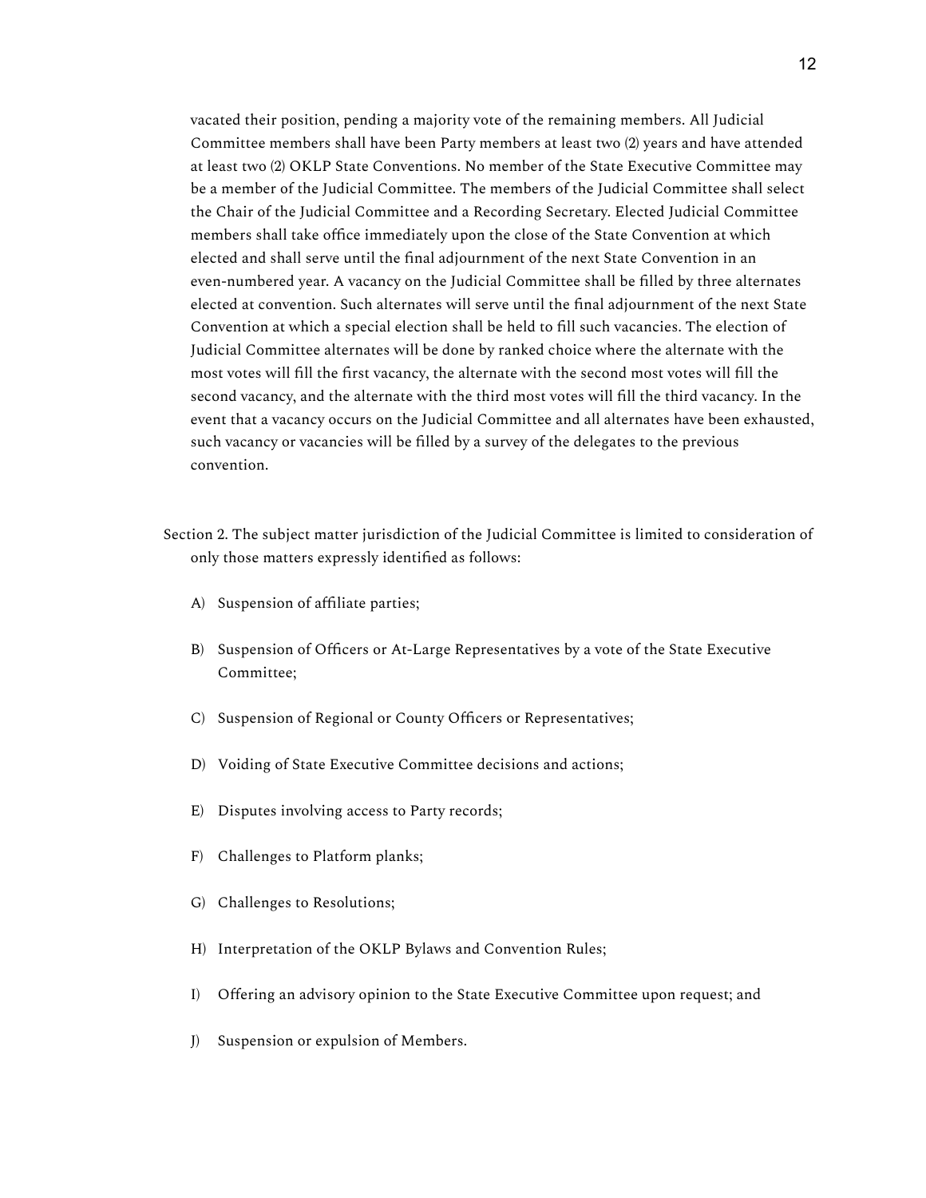vacated their position, pending a majority vote of the remaining members. All Judicial Committee members shall have been Party members at least two (2) years and have attended at least two (2) OKLP State Conventions. No member of the State Executive Committee may be a member of the Judicial Committee. The members of the Judicial Committee shall select the Chair of the Judicial Committee and a Recording Secretary. Elected Judicial Committee members shall take office immediately upon the close of the State Convention at which elected and shall serve until the final adjournment of the next State Convention in an even-numbered year. A vacancy on the Judicial Committee shall be filled by three alternates elected at convention. Such alternates will serve until the final adjournment of the next State Convention at which a special election shall be held to fill such vacancies. The election of Judicial Committee alternates will be done by ranked choice where the alternate with the most votes will fill the first vacancy, the alternate with the second most votes will fill the second vacancy, and the alternate with the third most votes will fill the third vacancy. In the event that a vacancy occurs on the Judicial Committee and all alternates have been exhausted, such vacancy or vacancies will be filled by a survey of the delegates to the previous convention.

Section 2. The subject matter jurisdiction of the Judicial Committee is limited to consideration of only those matters expressly identified as follows:

A) Suspension of affiliate parties;

B) Suspension of Officers or At-Large Representatives by a vote of the State Executive Committee;

C) Suspension of Regional or County Officers or Representatives;

D) Voiding of State Executive Committee decisions and actions;

E) Disputes involving access to Party records;

F) Challenges to Platform planks;

G) Challenges to Resolutions;

H) Interpretation of the OKLP Bylaws and Convention Rules;

I) Offering an advisory opinion to the State Executive Committee upon request; and

J) Suspension or expulsion of Members.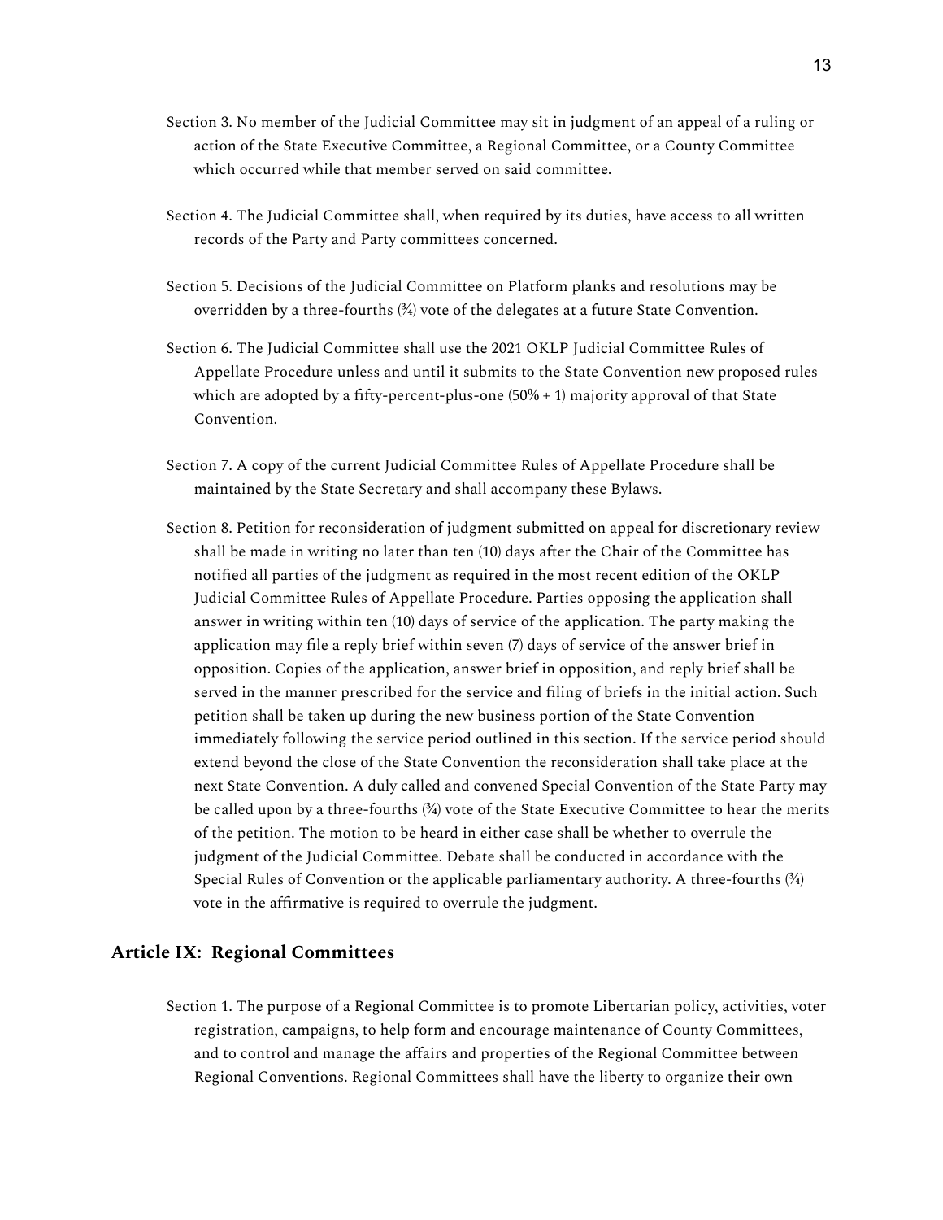Section 3. No member of the Judicial Committee may sit in judgment of an appeal of a ruling or action of the State Executive Committee, a Regional Committee, or a County Committee which occurred while that member served on said committee.

Section 4. The Judicial Committee shall, when required by its duties, have access to all written records of the Party and Party committees concerned.

Section 5. Decisions of the Judicial Committee on Platform planks and resolutions may be overridden by a three-fourths (¾) vote of the delegates at a future State Convention.

Section 6. The Judicial Committee shall use the 2021 OKLP Judicial Committee Rules of Appellate Procedure unless and until it submits to the State Convention new proposed rules which are adopted by a fifty-percent-plus-one (50% + 1) majority approval of that State Convention.

Section 7. A copy of the current Judicial Committee Rules of Appellate Procedure shall be maintained by the State Secretary and shall accompany these Bylaws.

Section 8. Petition for reconsideration of judgment submitted on appeal for discretionary review shall be made in writing no later than ten (10) days after the Chair of the Committee has notified all parties of the judgment as required in the most recent edition of the OKLP Judicial Committee Rules of Appellate Procedure. Parties opposing the application shall answer in writing within ten (10) days of service of the application. The party making the application may file a reply brief within seven (7) days of service of the answer brief in opposition. Copies of the application, answer brief in opposition, and reply brief shall be served in the manner prescribed for the service and filing of briefs in the initial action. Such petition shall be taken up during the new business portion of the State Convention immediately following the service period outlined in this section. If the service period should extend beyond the close of the State Convention the reconsideration shall take place at the next State Convention. A duly called and convened Special Convention of the State Party may be called upon by a three-fourths (¾) vote of the State Executive Committee to hear the merits of the petition. The motion to be heard in either case shall be whether to overrule the judgment of the Judicial Committee. Debate shall be conducted in accordance with the Special Rules of Convention or the applicable parliamentary authority. A three-fourths (¾) vote in the affirmative is required to overrule the judgment.

## Article IX: Regional Committees

Section 1. The purpose of a Regional Committee is to promote Libertarian policy, activities, voter registration, campaigns, to help form and encourage maintenance of County Committees, and to control and manage the affairs and properties of the Regional Committee between Regional Conventions. Regional Committees shall have the liberty to organize their own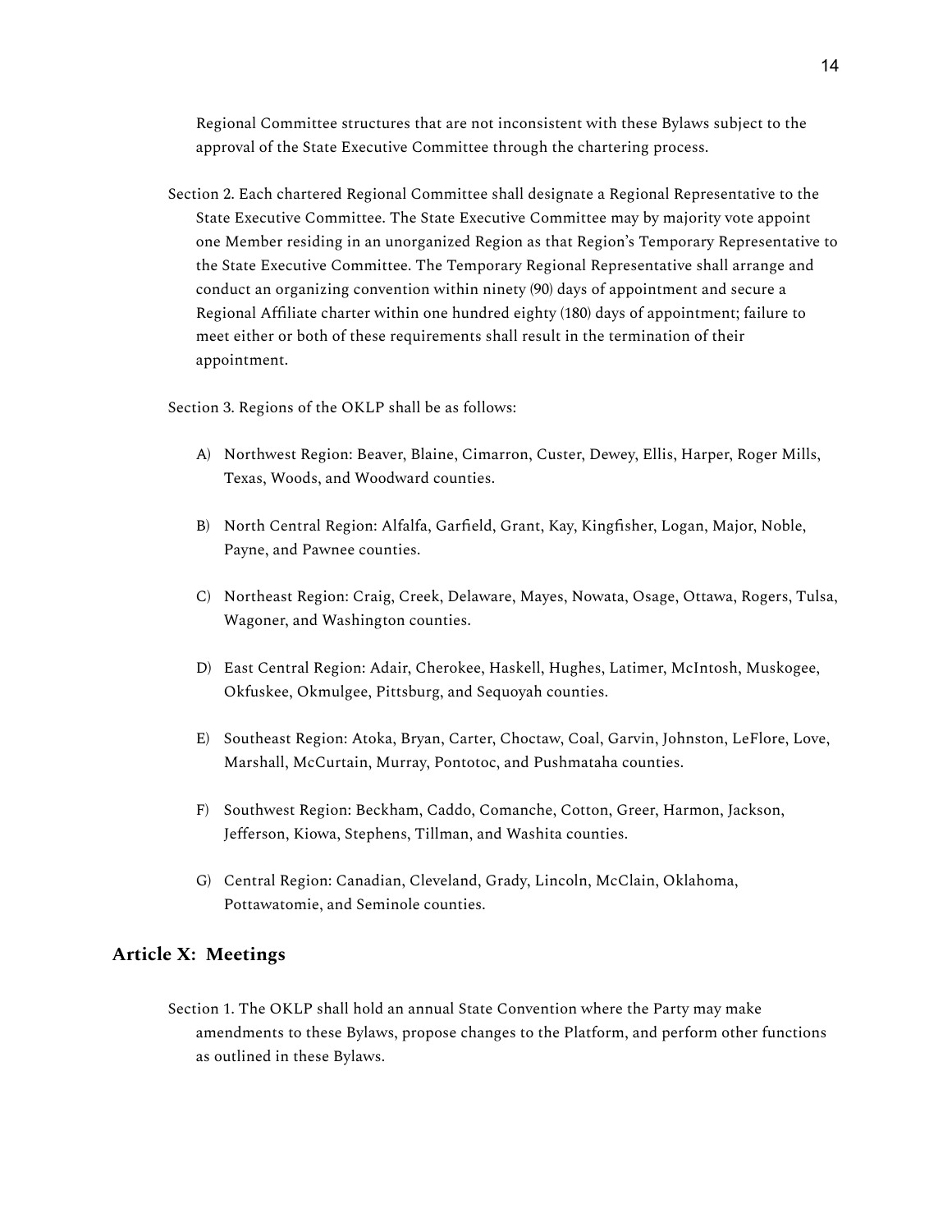Regional Committee structures that are not inconsistent with these Bylaws subject to the approval of the State Executive Committee through the chartering process.

Section 2. Each chartered Regional Committee shall designate a Regional Representative to the State Executive Committee. The State Executive Committee may by majority vote appoint one Member residing in an unorganized Region as that Region's Temporary Representative to the State Executive Committee. The Temporary Regional Representative shall arrange and conduct an organizing convention within ninety (90) days of appointment and secure a Regional Affiliate charter within one hundred eighty (180) days of appointment; failure to meet either or both of these requirements shall result in the termination of their appointment.

Section 3. Regions of the OKLP shall be as follows:

A) Northwest Region: Beaver, Blaine, Cimarron, Custer, Dewey, Ellis, Harper, Roger Mills, Texas, Woods, and Woodward counties.

B) North Central Region: Alfalfa, Garfield, Grant, Kay, Kingfisher, Logan, Major, Noble, Payne, and Pawnee counties.

C) Northeast Region: Craig, Creek, Delaware, Mayes, Nowata, Osage, Ottawa, Rogers, Tulsa, Wagoner, and Washington counties.

D) East Central Region: Adair, Cherokee, Haskell, Hughes, Latimer, McIntosh, Muskogee, Okfuskee, Okmulgee, Pittsburg, and Sequoyah counties.

E) Southeast Region: Atoka, Bryan, Carter, Choctaw, Coal, Garvin, Johnston, LeFlore, Love, Marshall, McCurtain, Murray, Pontotoc, and Pushmataha counties.

F) Southwest Region: Beckham, Caddo, Comanche, Cotton, Greer, Harmon, Jackson, Jefferson, Kiowa, Stephens, Tillman, and Washita counties.

G) Central Region: Canadian, Cleveland, Grady, Lincoln, McClain, Oklahoma, Pottawatomie, and Seminole counties.

## Article X: Meetings

Section 1. The OKLP shall hold an annual State Convention where the Party may make amendments to these Bylaws, propose changes to the Platform, and perform other functions as outlined in these Bylaws.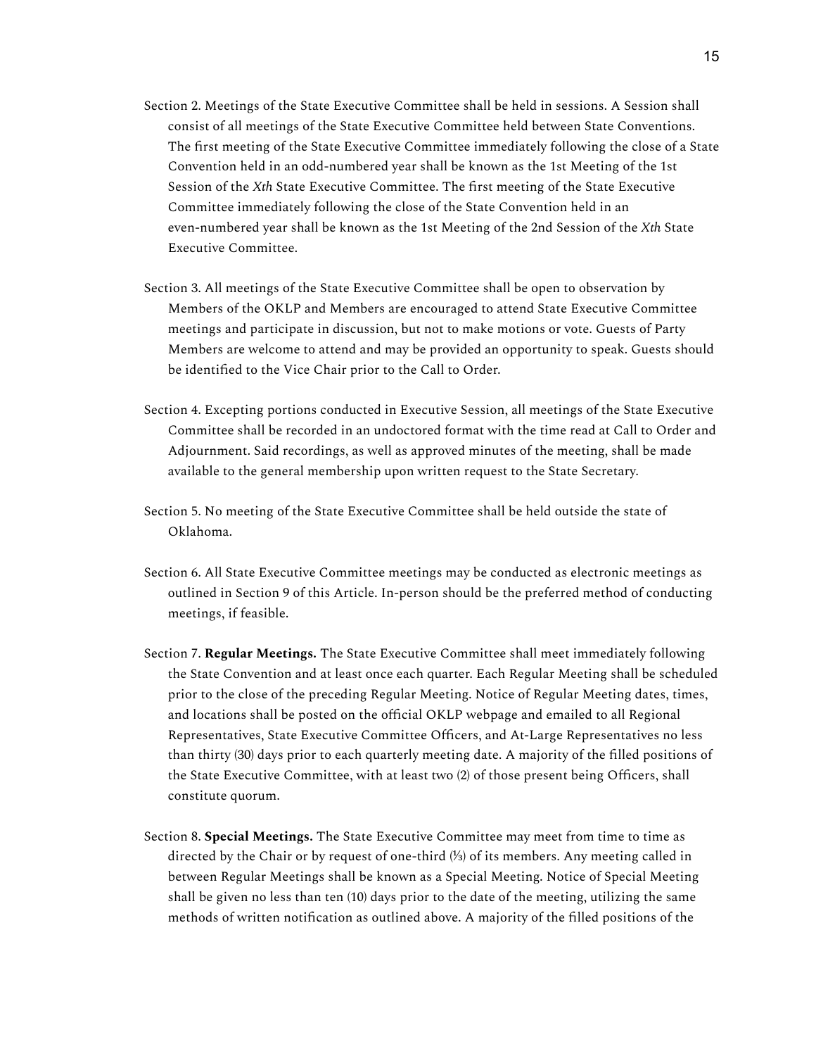Section 2. Meetings of the State Executive Committee shall be held in sessions. A Session shall consist of all meetings of the State Executive Committee held between State Conventions. The first meeting of the State Executive Committee immediately following the close of a State Convention held in an odd-numbered year shall be known as the 1st Meeting of the 1st Session of the *Xth* State Executive Committee. The first meeting of the State Executive Committee immediately following the close of the State Convention held in an even-numbered year shall be known as the 1st Meeting of the 2nd Session of the *Xth* State Executive Committee.

Section 3. All meetings of the State Executive Committee shall be open to observation by Members of the OKLP and Members are encouraged to attend State Executive Committee meetings and participate in discussion, but not to make motions or vote. Guests of Party Members are welcome to attend and may be provided an opportunity to speak. Guests should be identified to the Vice Chair prior to the Call to Order.

Section 4. Excepting portions conducted in Executive Session, all meetings of the State Executive Committee shall be recorded in an undoctored format with the time read at Call to Order and Adjournment. Said recordings, as well as approved minutes of the meeting, shall be made available to the general membership upon written request to the State Secretary.

Section 5. No meeting of the State Executive Committee shall be held outside the state of Oklahoma.

Section 6. All State Executive Committee meetings may be conducted as electronic meetings as outlined in Section 9 of this Article. In-person should be the preferred method of conducting meetings, if feasible.

Section 7. **Regular Meetings.** The State Executive Committee shall meet immediately following the State Convention and at least once each quarter. Each Regular Meeting shall be scheduled prior to the close of the preceding Regular Meeting. Notice of Regular Meeting dates, times, and locations shall be posted on the official OKLP webpage and emailed to all Regional Representatives, State Executive Committee Officers, and At-Large Representatives no less than thirty (30) days prior to each quarterly meeting date. A majority of the filled positions of the State Executive Committee, with at least two (2) of those present being Officers, shall constitute quorum.

Section 8. **Special Meetings.** The State Executive Committee may meet from time to time as directed by the Chair or by request of one-third (⅓) of its members. Any meeting called in between Regular Meetings shall be known as a Special Meeting. Notice of Special Meeting shall be given no less than ten (10) days prior to the date of the meeting, utilizing the same methods of written notification as outlined above. A majority of the filled positions of the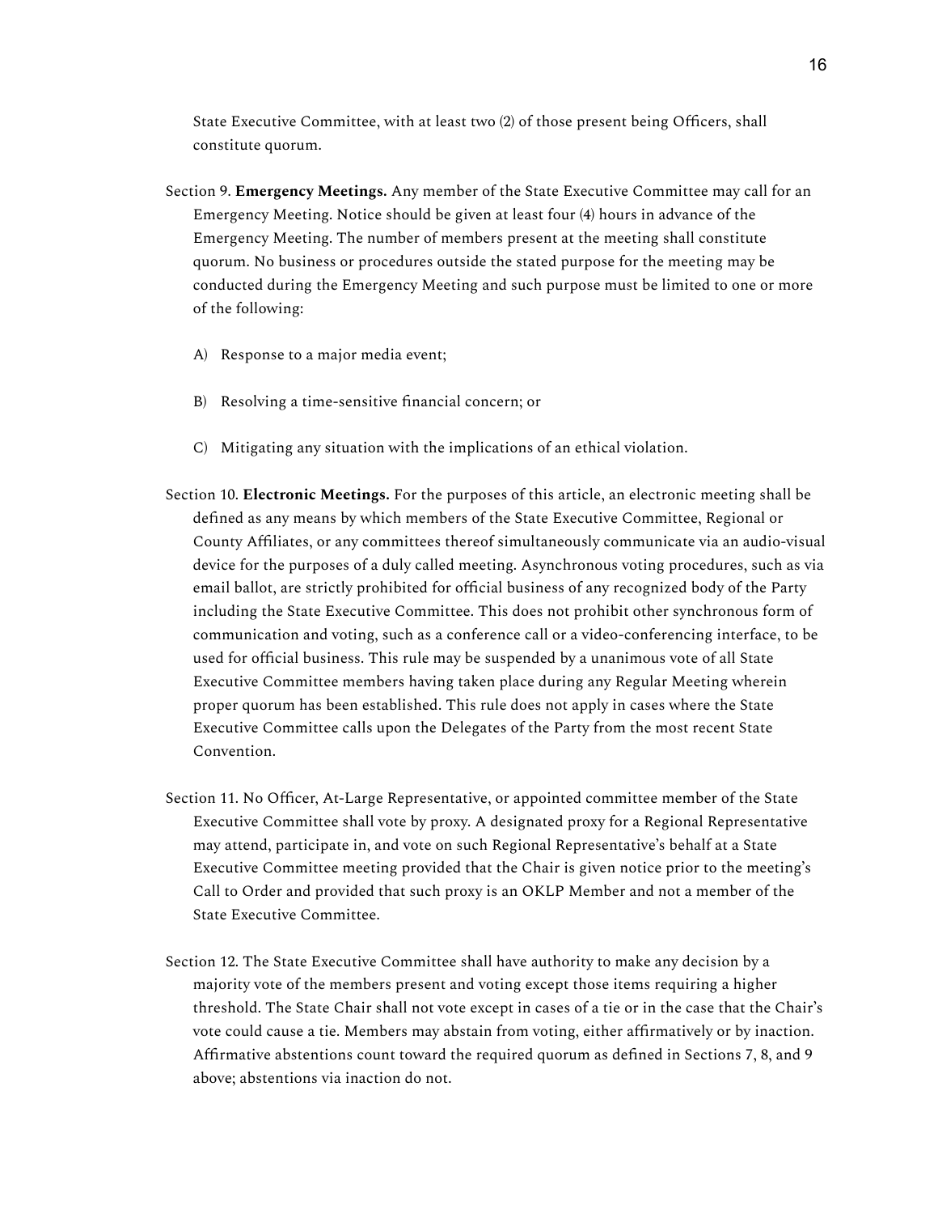State Executive Committee, with at least two (2) of those present being Officers, shall constitute quorum.

Section 9. **Emergency Meetings.** Any member of the State Executive Committee may call for an Emergency Meeting. Notice should be given at least four (4) hours in advance of the Emergency Meeting. The number of members present at the meeting shall constitute quorum. No business or procedures outside the stated purpose for the meeting may be conducted during the Emergency Meeting and such purpose must be limited to one or more of the following:

A) Response to a major media event;

B) Resolving a time-sensitive financial concern; or

C) Mitigating any situation with the implications of an ethical violation.

Section 10. **Electronic Meetings.** For the purposes of this article, an electronic meeting shall be defined as any means by which members of the State Executive Committee, Regional or County Affiliates, or any committees thereof simultaneously communicate via an audio-visual device for the purposes of a duly called meeting. Asynchronous voting procedures, such as via email ballot, are strictly prohibited for official business of any recognized body of the Party including the State Executive Committee. This does not prohibit other synchronous form of communication and voting, such as a conference call or a video-conferencing interface, to be used for official business. This rule may be suspended by a unanimous vote of all State Executive Committee members having taken place during any Regular Meeting wherein proper quorum has been established. This rule does not apply in cases where the State Executive Committee calls upon the Delegates of the Party from the most recent State Convention.

Section 11. No Officer, At-Large Representative, or appointed committee member of the State Executive Committee shall vote by proxy. A designated proxy for a Regional Representative may attend, participate in, and vote on such Regional Representative's behalf at a State Executive Committee meeting provided that the Chair is given notice prior to the meeting's Call to Order and provided that such proxy is an OKLP Member and not a member of the State Executive Committee.

Section 12. The State Executive Committee shall have authority to make any decision by a majority vote of the members present and voting except those items requiring a higher threshold. The State Chair shall not vote except in cases of a tie or in the case that the Chair's vote could cause a tie. Members may abstain from voting, either affirmatively or by inaction. Affirmative abstentions count toward the required quorum as defined in Sections 7, 8, and 9 above; abstentions via inaction do not.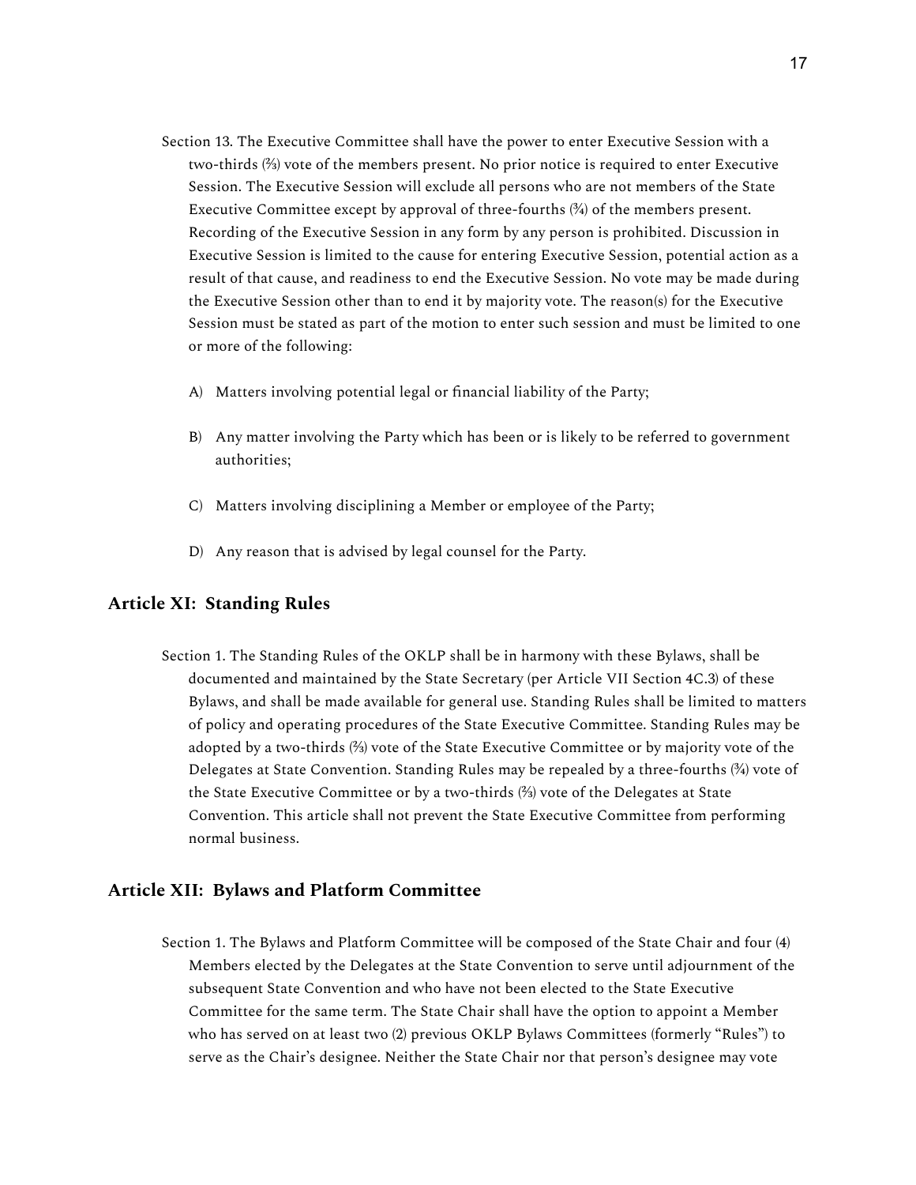Section 13. The Executive Committee shall have the power to enter Executive Session with a two-thirds (⅔) vote of the members present. No prior notice is required to enter Executive Session. The Executive Session will exclude all persons who are not members of the State Executive Committee except by approval of three-fourths (¾) of the members present. Recording of the Executive Session in any form by any person is prohibited. Discussion in Executive Session is limited to the cause for entering Executive Session, potential action as a result of that cause, and readiness to end the Executive Session. No vote may be made during the Executive Session other than to end it by majority vote. The reason(s) for the Executive Session must be stated as part of the motion to enter such session and must be limited to one or more of the following:

A) Matters involving potential legal or financial liability of the Party;

B) Any matter involving the Party which has been or is likely to be referred to government authorities;

C) Matters involving disciplining a Member or employee of the Party;

D) Any reason that is advised by legal counsel for the Party.

## Article XI: Standing Rules

Section 1. The Standing Rules of the OKLP shall be in harmony with these Bylaws, shall be documented and maintained by the State Secretary (per Article VII Section 4C.3) of these Bylaws, and shall be made available for general use. Standing Rules shall be limited to matters of policy and operating procedures of the State Executive Committee. Standing Rules may be adopted by a two-thirds (⅔) vote of the State Executive Committee or by majority vote of the Delegates at State Convention. Standing Rules may be repealed by a three-fourths (¾) vote of the State Executive Committee or by a two-thirds (⅔) vote of the Delegates at State Convention. This article shall not prevent the State Executive Committee from performing normal business.

## Article XII: Bylaws and Platform Committee

Section 1. The Bylaws and Platform Committee will be composed of the State Chair and four (4) Members elected by the Delegates at the State Convention to serve until adjournment of the subsequent State Convention and who have not been elected to the State Executive Committee for the same term. The State Chair shall have the option to appoint a Member who has served on at least two (2) previous OKLP Bylaws Committees (formerly "Rules") to serve as the Chair's designee. Neither the State Chair nor that person's designee may vote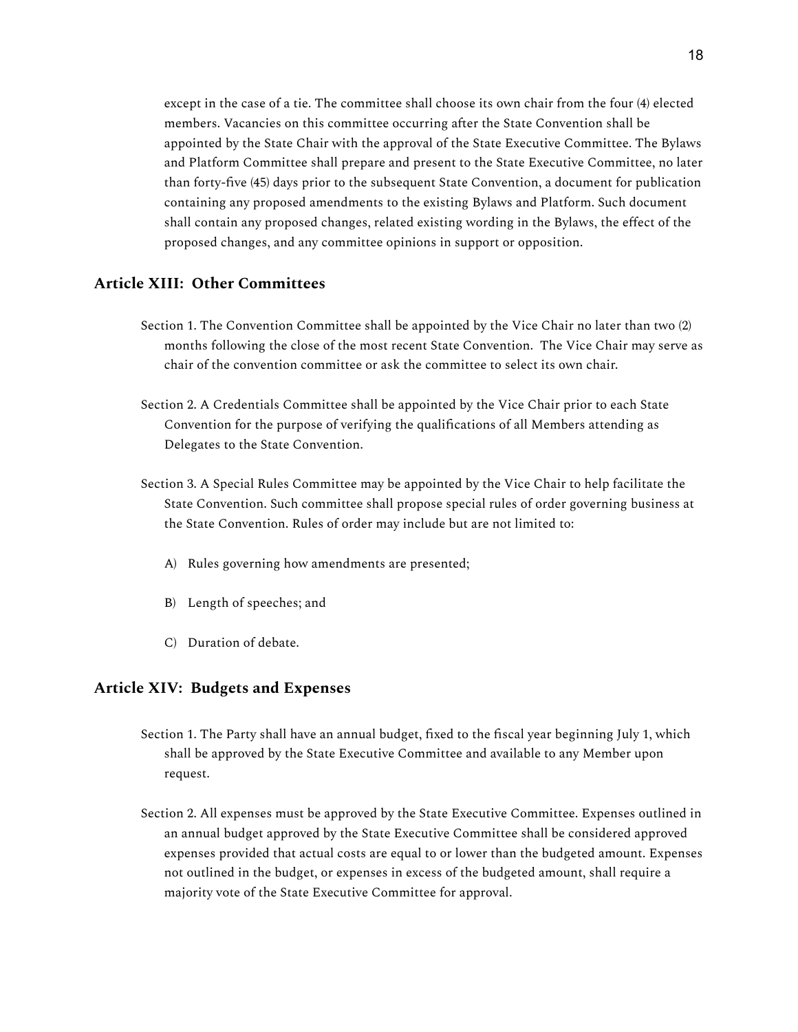except in the case of a tie. The committee shall choose its own chair from the four (4) elected members. Vacancies on this committee occurring after the State Convention shall be appointed by the State Chair with the approval of the State Executive Committee. The Bylaws and Platform Committee shall prepare and present to the State Executive Committee, no later than forty-five (45) days prior to the subsequent State Convention, a document for publication containing any proposed amendments to the existing Bylaws and Platform. Such document shall contain any proposed changes, related existing wording in the Bylaws, the effect of the proposed changes, and any committee opinions in support or opposition.

## Article XIII: Other Committees

Section 1. The Convention Committee shall be appointed by the Vice Chair no later than two (2) months following the close of the most recent State Convention. The Vice Chair may serve as chair of the convention committee or ask the committee to select its own chair.

Section 2. A Credentials Committee shall be appointed by the Vice Chair prior to each State Convention for the purpose of verifying the qualifications of all Members attending as Delegates to the State Convention.

Section 3. A Special Rules Committee may be appointed by the Vice Chair to help facilitate the State Convention. Such committee shall propose special rules of order governing business at the State Convention. Rules of order may include but are not limited to:

A) Rules governing how amendments are presented;

B) Length of speeches; and

C) Duration of debate.

## Article XIV: Budgets and Expenses

Section 1. The Party shall have an annual budget, fixed to the fiscal year beginning July 1, which shall be approved by the State Executive Committee and available to any Member upon request.

Section 2. All expenses must be approved by the State Executive Committee. Expenses outlined in an annual budget approved by the State Executive Committee shall be considered approved expenses provided that actual costs are equal to or lower than the budgeted amount. Expenses not outlined in the budget, or expenses in excess of the budgeted amount, shall require a majority vote of the State Executive Committee for approval.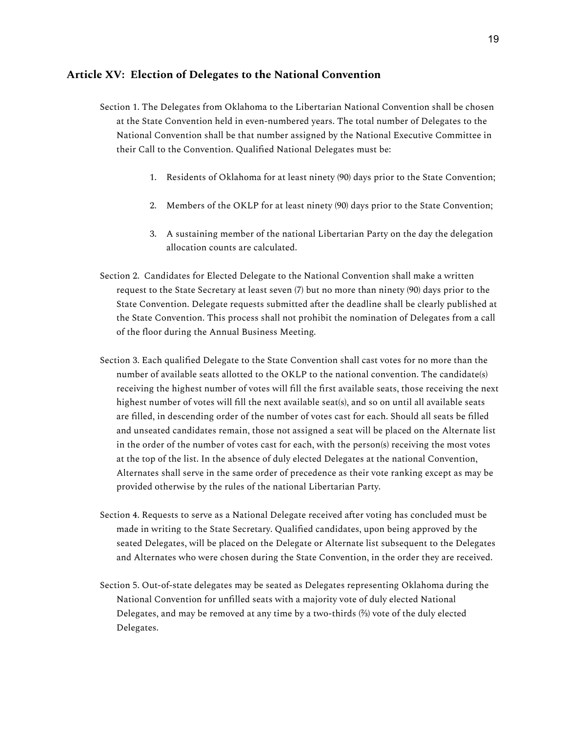## Article XV: Election of Delegates to the National Convention

Section 1. The Delegates from Oklahoma to the Libertarian National Convention shall be chosen at the State Convention held in even-numbered years. The total number of Delegates to the National Convention shall be that number assigned by the National Executive Committee in their Call to the Convention. Qualified National Delegates must be:

1. Residents of Oklahoma for at least ninety (90) days prior to the State Convention;
2. Members of the OKLP for at least ninety (90) days prior to the State Convention;
3. A sustaining member of the national Libertarian Party on the day the delegation allocation counts are calculated.

Section 2. Candidates for Elected Delegate to the National Convention shall make a written request to the State Secretary at least seven (7) but no more than ninety (90) days prior to the State Convention. Delegate requests submitted after the deadline shall be clearly published at the State Convention. This process shall not prohibit the nomination of Delegates from a call of the floor during the Annual Business Meeting.

Section 3. Each qualified Delegate to the State Convention shall cast votes for no more than the number of available seats allotted to the OKLP to the national convention. The candidate(s) receiving the highest number of votes will fill the first available seats, those receiving the next highest number of votes will fill the next available seat(s), and so on until all available seats are filled, in descending order of the number of votes cast for each. Should all seats be filled and unseated candidates remain, those not assigned a seat will be placed on the Alternate list in the order of the number of votes cast for each, with the person(s) receiving the most votes at the top of the list. In the absence of duly elected Delegates at the national Convention, Alternates shall serve in the same order of precedence as their vote ranking except as may be provided otherwise by the rules of the national Libertarian Party.

Section 4. Requests to serve as a National Delegate received after voting has concluded must be made in writing to the State Secretary. Qualified candidates, upon being approved by the seated Delegates, will be placed on the Delegate or Alternate list subsequent to the Delegates and Alternates who were chosen during the State Convention, in the order they are received.

Section 5. Out-of-state delegates may be seated as Delegates representing Oklahoma during the National Convention for unfilled seats with a majority vote of duly elected National Delegates, and may be removed at any time by a two-thirds (⅔) vote of the duly elected Delegates.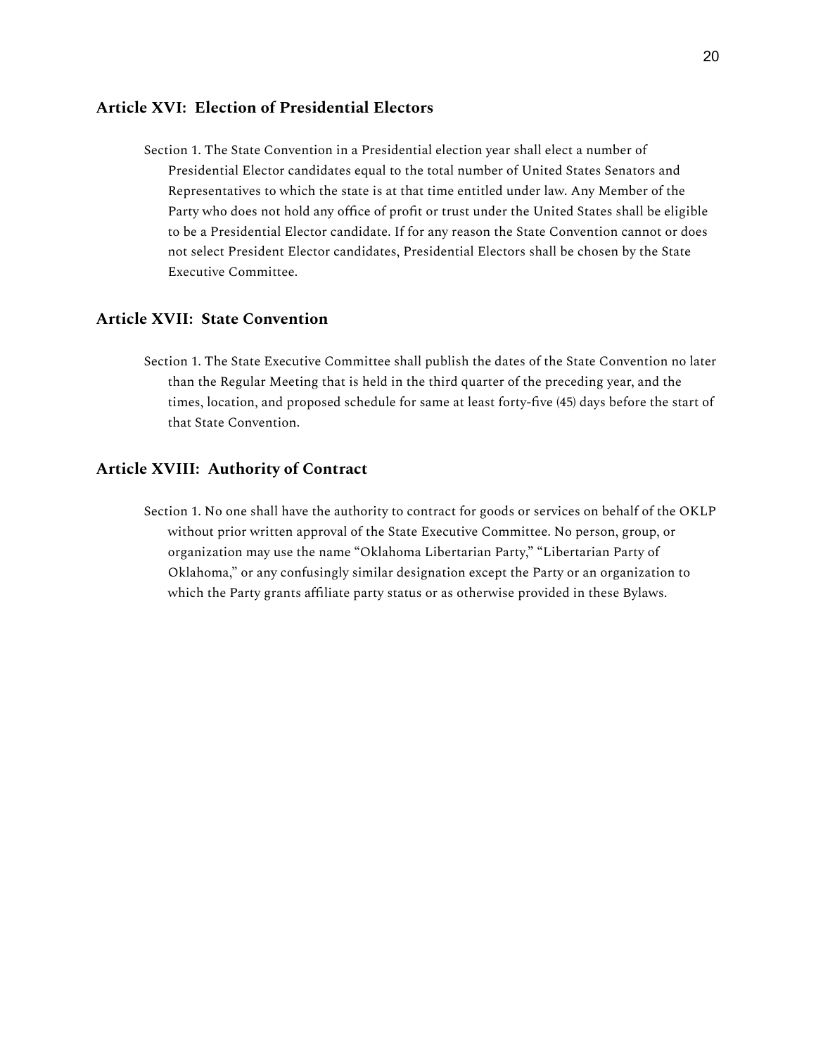## Article XVI: Election of Presidential Electors

Section 1. The State Convention in a Presidential election year shall elect a number of Presidential Elector candidates equal to the total number of United States Senators and Representatives to which the state is at that time entitled under law. Any Member of the Party who does not hold any office of profit or trust under the United States shall be eligible to be a Presidential Elector candidate. If for any reason the State Convention cannot or does not select President Elector candidates, Presidential Electors shall be chosen by the State Executive Committee.

## Article XVII: State Convention

Section 1. The State Executive Committee shall publish the dates of the State Convention no later than the Regular Meeting that is held in the third quarter of the preceding year, and the times, location, and proposed schedule for same at least forty-five (45) days before the start of that State Convention.

## Article XVIII: Authority of Contract

Section 1. No one shall have the authority to contract for goods or services on behalf of the OKLP without prior written approval of the State Executive Committee. No person, group, or organization may use the name "Oklahoma Libertarian Party," "Libertarian Party of Oklahoma," or any confusingly similar designation except the Party or an organization to which the Party grants affiliate party status or as otherwise provided in these Bylaws.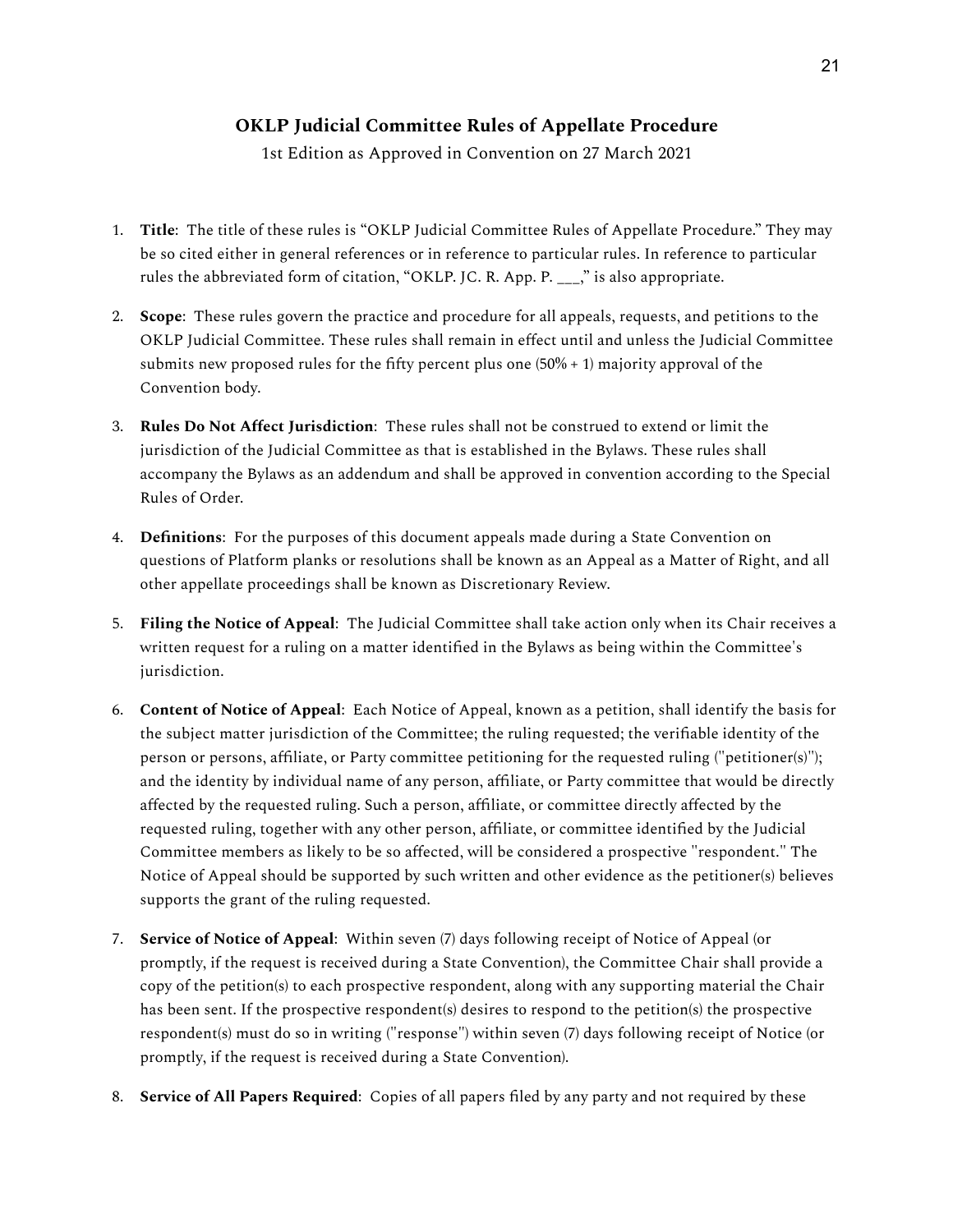## OKLP Judicial Committee Rules of Appellate Procedure

1st Edition as Approved in Convention on 27 March 2021

1. **Title**: The title of these rules is "OKLP Judicial Committee Rules of Appellate Procedure." They may be so cited either in general references or in reference to particular rules. In reference to particular rules the abbreviated form of citation, "OKLP. JC. R. App. P. ___," is also appropriate.

2. **Scope**: These rules govern the practice and procedure for all appeals, requests, and petitions to the OKLP Judicial Committee. These rules shall remain in effect until and unless the Judicial Committee submits new proposed rules for the fifty percent plus one (50% + 1) majority approval of the Convention body.

3. **Rules Do Not Affect Jurisdiction**: These rules shall not be construed to extend or limit the jurisdiction of the Judicial Committee as that is established in the Bylaws. These rules shall accompany the Bylaws as an addendum and shall be approved in convention according to the Special Rules of Order.

4. **Definitions**: For the purposes of this document appeals made during a State Convention on questions of Platform planks or resolutions shall be known as an Appeal as a Matter of Right, and all other appellate proceedings shall be known as Discretionary Review.

5. **Filing the Notice of Appeal**: The Judicial Committee shall take action only when its Chair receives a written request for a ruling on a matter identified in the Bylaws as being within the Committee's jurisdiction.

6. **Content of Notice of Appeal**: Each Notice of Appeal, known as a petition, shall identify the basis for the subject matter jurisdiction of the Committee; the ruling requested; the verifiable identity of the person or persons, affiliate, or Party committee petitioning for the requested ruling ("petitioner(s)"); and the identity by individual name of any person, affiliate, or Party committee that would be directly affected by the requested ruling. Such a person, affiliate, or committee directly affected by the requested ruling, together with any other person, affiliate, or committee identified by the Judicial Committee members as likely to be so affected, will be considered a prospective "respondent." The Notice of Appeal should be supported by such written and other evidence as the petitioner(s) believes supports the grant of the ruling requested.

7. **Service of Notice of Appeal**: Within seven (7) days following receipt of Notice of Appeal (or promptly, if the request is received during a State Convention), the Committee Chair shall provide a copy of the petition(s) to each prospective respondent, along with any supporting material the Chair has been sent. If the prospective respondent(s) desires to respond to the petition(s) the prospective respondent(s) must do so in writing ("response") within seven (7) days following receipt of Notice (or promptly, if the request is received during a State Convention).

8. **Service of All Papers Required**: Copies of all papers filed by any party and not required by these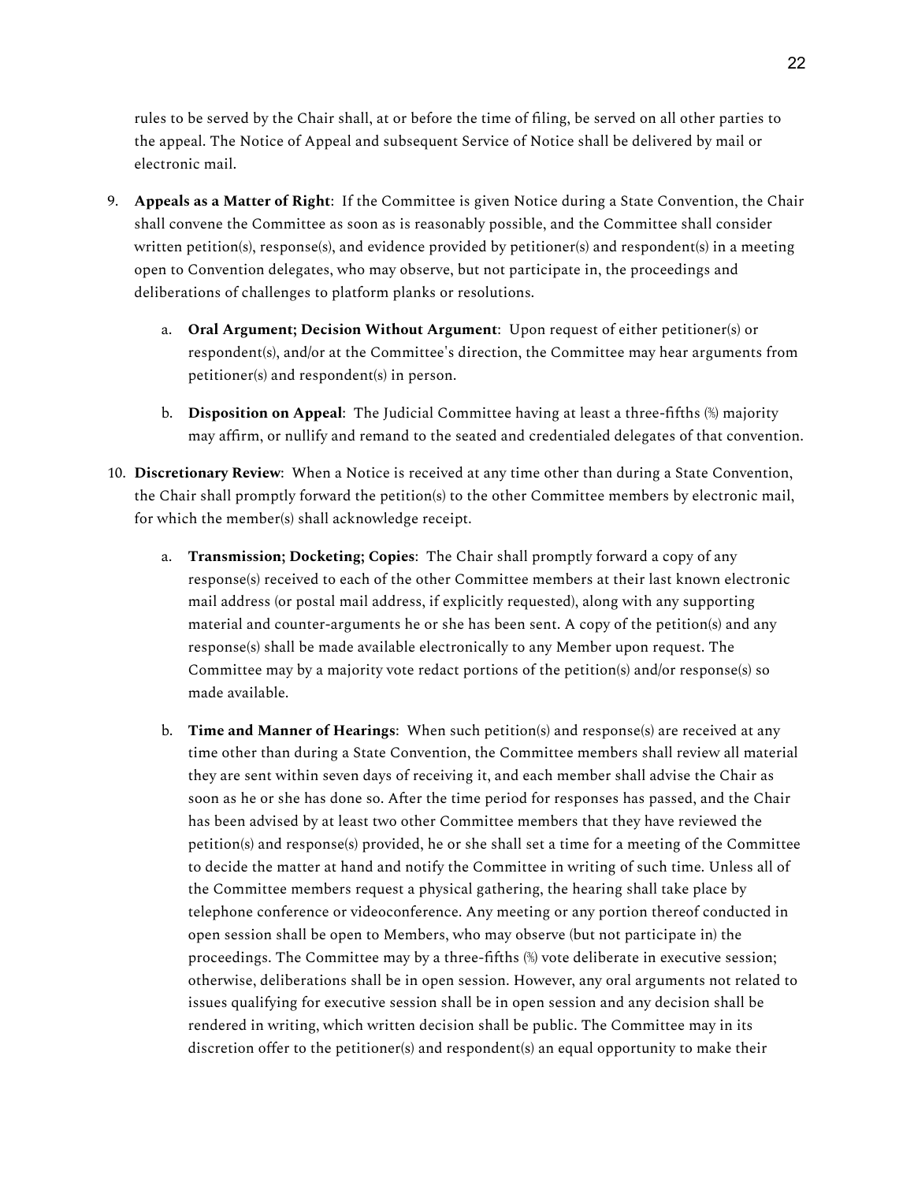rules to be served by the Chair shall, at or before the time of filing, be served on all other parties to the appeal. The Notice of Appeal and subsequent Service of Notice shall be delivered by mail or electronic mail.

9. **Appeals as a Matter of Right**: If the Committee is given Notice during a State Convention, the Chair shall convene the Committee as soon as is reasonably possible, and the Committee shall consider written petition(s), response(s), and evidence provided by petitioner(s) and respondent(s) in a meeting open to Convention delegates, who may observe, but not participate in, the proceedings and deliberations of challenges to platform planks or resolutions.

    a. **Oral Argument; Decision Without Argument**: Upon request of either petitioner(s) or respondent(s), and/or at the Committee's direction, the Committee may hear arguments from petitioner(s) and respondent(s) in person.

    b. **Disposition on Appeal**: The Judicial Committee having at least a three-fifths (⅗) majority may affirm, or nullify and remand to the seated and credentialed delegates of that convention.

10. **Discretionary Review**: When a Notice is received at any time other than during a State Convention, the Chair shall promptly forward the petition(s) to the other Committee members by electronic mail, for which the member(s) shall acknowledge receipt.

    a. **Transmission; Docketing; Copies**: The Chair shall promptly forward a copy of any response(s) received to each of the other Committee members at their last known electronic mail address (or postal mail address, if explicitly requested), along with any supporting material and counter-arguments he or she has been sent. A copy of the petition(s) and any response(s) shall be made available electronically to any Member upon request. The Committee may by a majority vote redact portions of the petition(s) and/or response(s) so made available.

    b. **Time and Manner of Hearings**: When such petition(s) and response(s) are received at any time other than during a State Convention, the Committee members shall review all material they are sent within seven days of receiving it, and each member shall advise the Chair as soon as he or she has done so. After the time period for responses has passed, and the Chair has been advised by at least two other Committee members that they have reviewed the petition(s) and response(s) provided, he or she shall set a time for a meeting of the Committee to decide the matter at hand and notify the Committee in writing of such time. Unless all of the Committee members request a physical gathering, the hearing shall take place by telephone conference or videoconference. Any meeting or any portion thereof conducted in open session shall be open to Members, who may observe (but not participate in) the proceedings. The Committee may by a three-fifths (⅗) vote deliberate in executive session; otherwise, deliberations shall be in open session. However, any oral arguments not related to issues qualifying for executive session shall be in open session and any decision shall be rendered in writing, which written decision shall be public. The Committee may in its discretion offer to the petitioner(s) and respondent(s) an equal opportunity to make their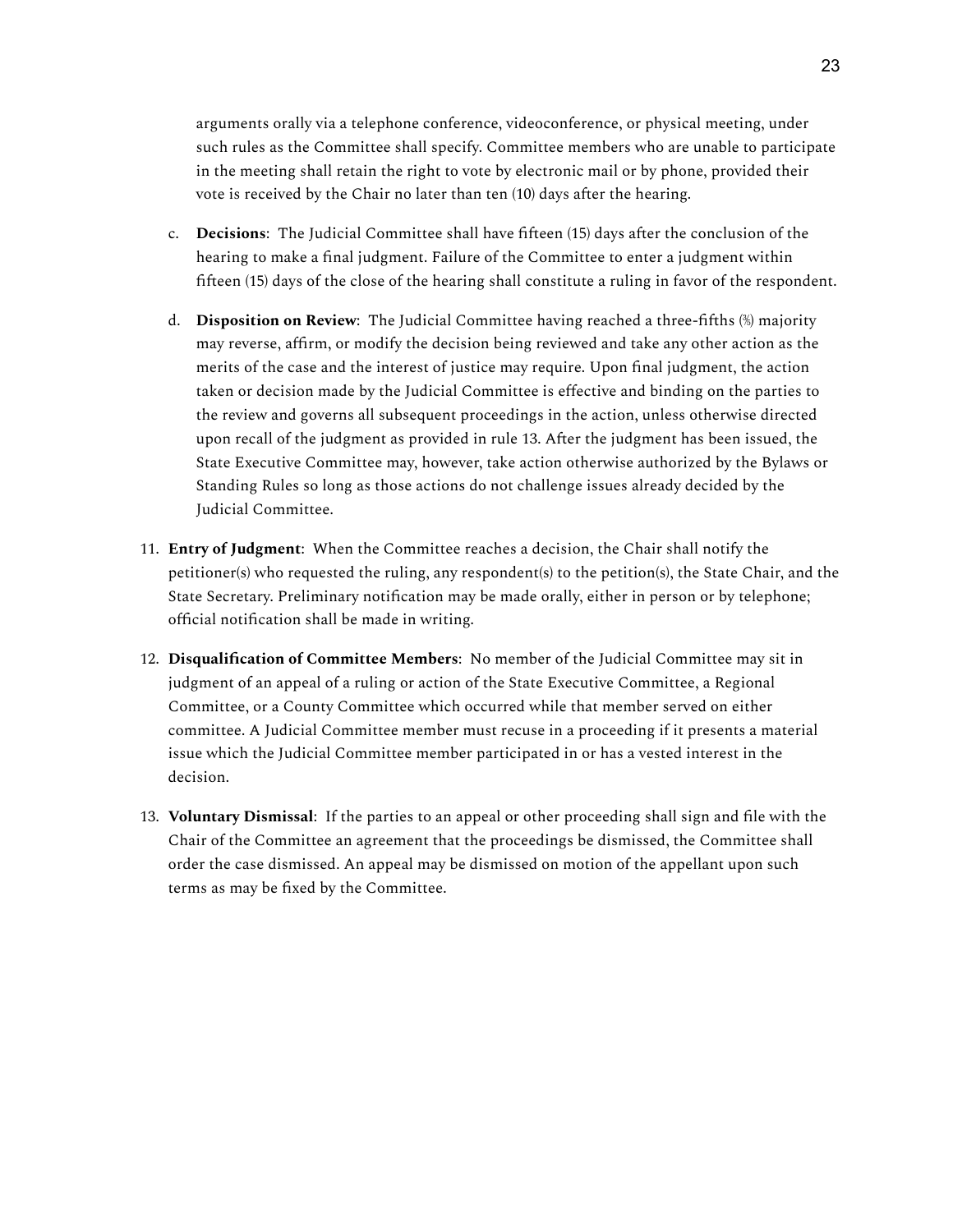arguments orally via a telephone conference, videoconference, or physical meeting, under such rules as the Committee shall specify. Committee members who are unable to participate in the meeting shall retain the right to vote by electronic mail or by phone, provided their vote is received by the Chair no later than ten (10) days after the hearing.

c. **Decisions**: The Judicial Committee shall have fifteen (15) days after the conclusion of the hearing to make a final judgment. Failure of the Committee to enter a judgment within fifteen (15) days of the close of the hearing shall constitute a ruling in favor of the respondent.

d. **Disposition on Review**: The Judicial Committee having reached a three-fifths (⅗) majority may reverse, affirm, or modify the decision being reviewed and take any other action as the merits of the case and the interest of justice may require. Upon final judgment, the action taken or decision made by the Judicial Committee is effective and binding on the parties to the review and governs all subsequent proceedings in the action, unless otherwise directed upon recall of the judgment as provided in rule 13. After the judgment has been issued, the State Executive Committee may, however, take action otherwise authorized by the Bylaws or Standing Rules so long as those actions do not challenge issues already decided by the Judicial Committee.

11. **Entry of Judgment**: When the Committee reaches a decision, the Chair shall notify the petitioner(s) who requested the ruling, any respondent(s) to the petition(s), the State Chair, and the State Secretary. Preliminary notification may be made orally, either in person or by telephone; official notification shall be made in writing.

12. **Disqualification of Committee Members**: No member of the Judicial Committee may sit in judgment of an appeal of a ruling or action of the State Executive Committee, a Regional Committee, or a County Committee which occurred while that member served on either committee. A Judicial Committee member must recuse in a proceeding if it presents a material issue which the Judicial Committee member participated in or has a vested interest in the decision.

13. **Voluntary Dismissal**: If the parties to an appeal or other proceeding shall sign and file with the Chair of the Committee an agreement that the proceedings be dismissed, the Committee shall order the case dismissed. An appeal may be dismissed on motion of the appellant upon such terms as may be fixed by the Committee.